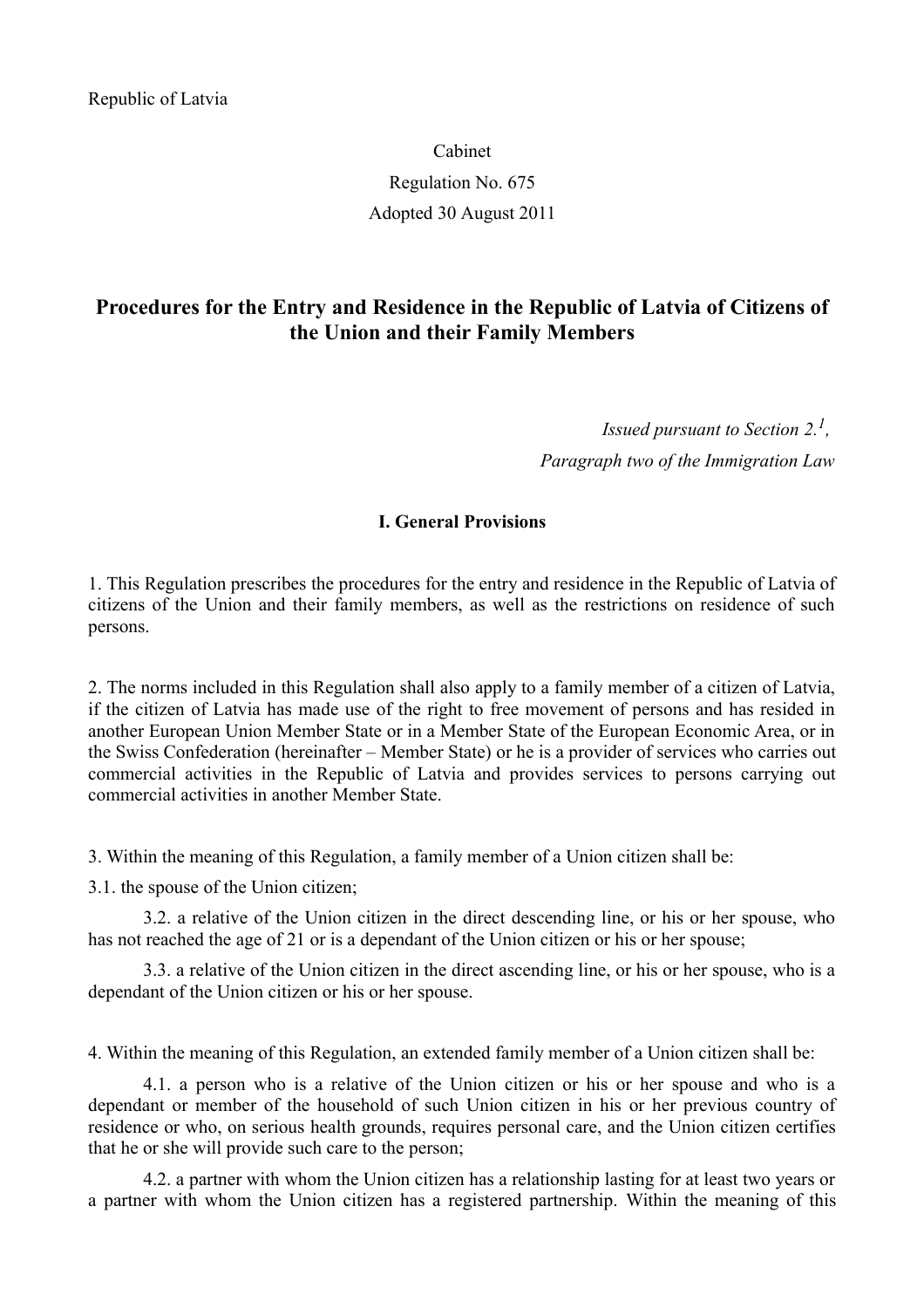Republic of Latvia

Cabinet

Regulation No. 675

Adopted 30 August 2011

# Procedures for the Entry and Residence in the Republic of Latvia of Citizens of the Union and their Family Members

*Issued pursuant to Section 2.$^{1}$,*
*Paragraph two of the Immigration Law*

## I. General Provisions

1. This Regulation prescribes the procedures for the entry and residence in the Republic of Latvia of citizens of the Union and their family members, as well as the restrictions on residence of such persons.

2. The norms included in this Regulation shall also apply to a family member of a citizen of Latvia, if the citizen of Latvia has made use of the right to free movement of persons and has resided in another European Union Member State or in a Member State of the European Economic Area, or in the Swiss Confederation (hereinafter – Member State) or he is a provider of services who carries out commercial activities in the Republic of Latvia and provides services to persons carrying out commercial activities in another Member State.

3. Within the meaning of this Regulation, a family member of a Union citizen shall be:

3.1. the spouse of the Union citizen;

3.2. a relative of the Union citizen in the direct descending line, or his or her spouse, who has not reached the age of 21 or is a dependant of the Union citizen or his or her spouse;

3.3. a relative of the Union citizen in the direct ascending line, or his or her spouse, who is a dependant of the Union citizen or his or her spouse.

4. Within the meaning of this Regulation, an extended family member of a Union citizen shall be:

4.1. a person who is a relative of the Union citizen or his or her spouse and who is a dependant or member of the household of such Union citizen in his or her previous country of residence or who, on serious health grounds, requires personal care, and the Union citizen certifies that he or she will provide such care to the person;

4.2. a partner with whom the Union citizen has a relationship lasting for at least two years or a partner with whom the Union citizen has a registered partnership. Within the meaning of this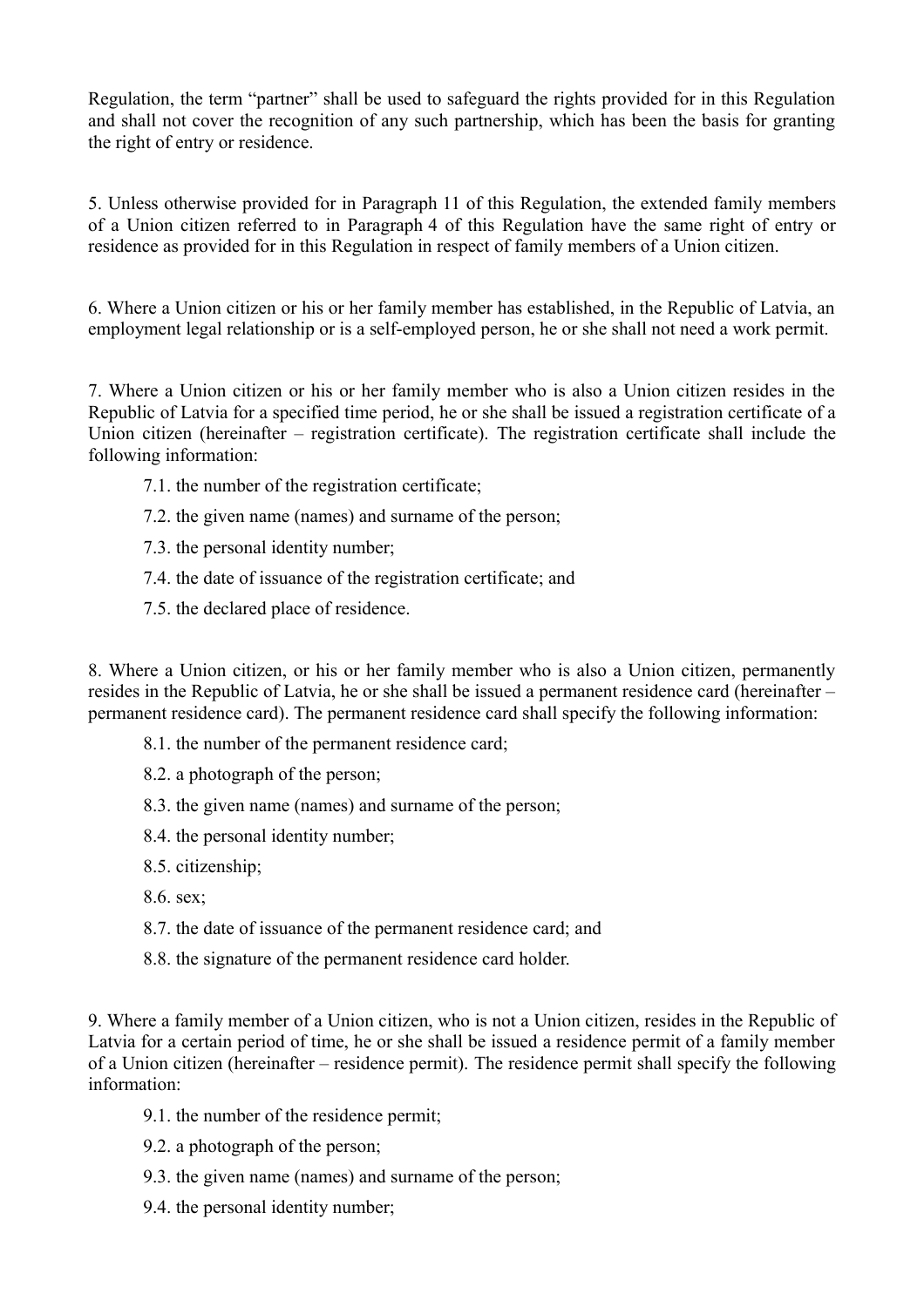Regulation, the term "partner" shall be used to safeguard the rights provided for in this Regulation and shall not cover the recognition of any such partnership, which has been the basis for granting the right of entry or residence.

5. Unless otherwise provided for in Paragraph 11 of this Regulation, the extended family members of a Union citizen referred to in Paragraph 4 of this Regulation have the same right of entry or residence as provided for in this Regulation in respect of family members of a Union citizen.

6. Where a Union citizen or his or her family member has established, in the Republic of Latvia, an employment legal relationship or is a self-employed person, he or she shall not need a work permit.

7. Where a Union citizen or his or her family member who is also a Union citizen resides in the Republic of Latvia for a specified time period, he or she shall be issued a registration certificate of a Union citizen (hereinafter – registration certificate). The registration certificate shall include the following information:

7.1. the number of the registration certificate;

7.2. the given name (names) and surname of the person;

7.3. the personal identity number;

7.4. the date of issuance of the registration certificate; and

7.5. the declared place of residence.

8. Where a Union citizen, or his or her family member who is also a Union citizen, permanently resides in the Republic of Latvia, he or she shall be issued a permanent residence card (hereinafter – permanent residence card). The permanent residence card shall specify the following information:

8.1. the number of the permanent residence card;

8.2. a photograph of the person;

8.3. the given name (names) and surname of the person;

8.4. the personal identity number;

8.5. citizenship;

8.6. sex;

8.7. the date of issuance of the permanent residence card; and

8.8. the signature of the permanent residence card holder.

9. Where a family member of a Union citizen, who is not a Union citizen, resides in the Republic of Latvia for a certain period of time, he or she shall be issued a residence permit of a family member of a Union citizen (hereinafter – residence permit). The residence permit shall specify the following information:

9.1. the number of the residence permit;

9.2. a photograph of the person;

9.3. the given name (names) and surname of the person;

9.4. the personal identity number;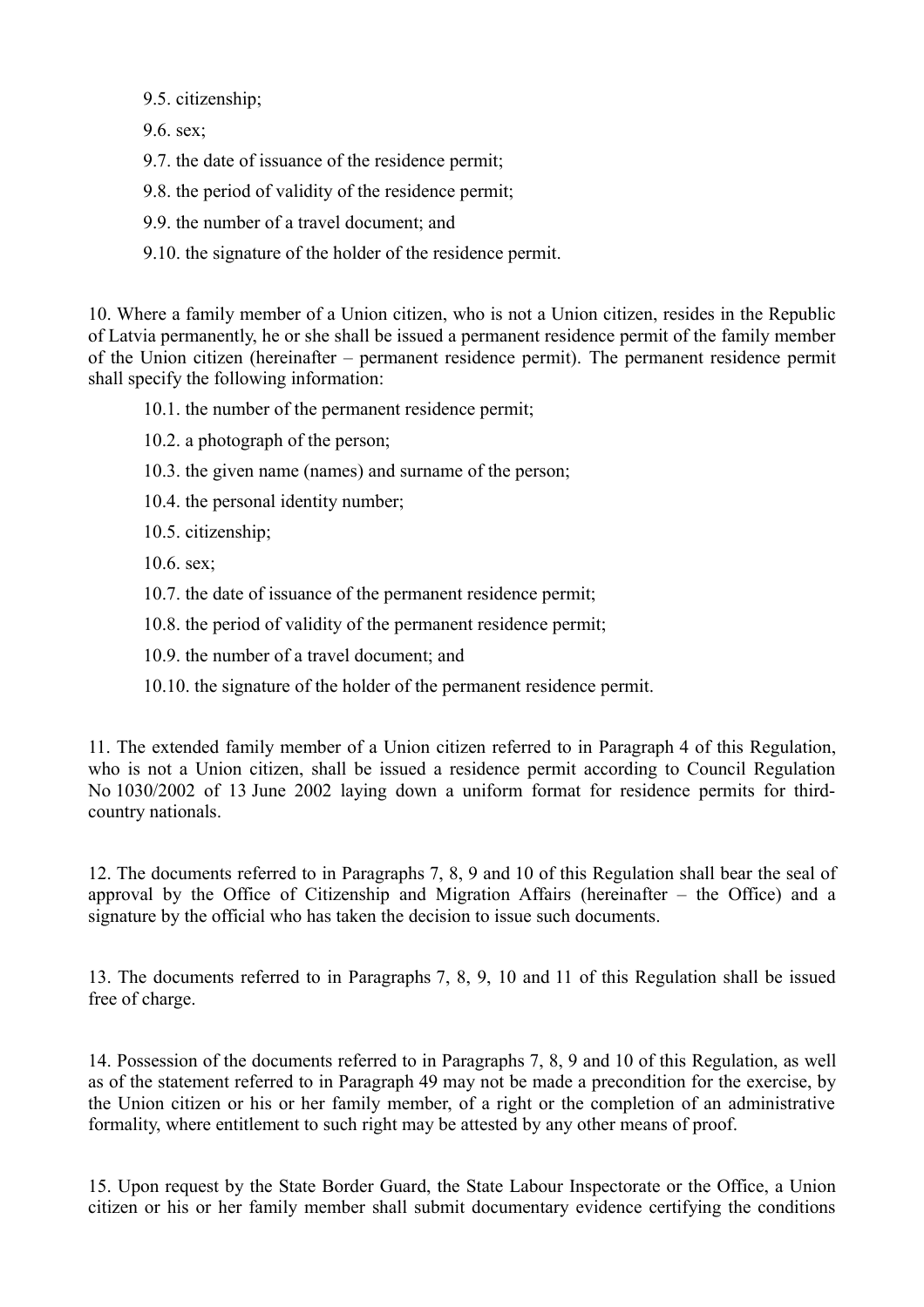9.5. citizenship;

9.6. sex;

9.7. the date of issuance of the residence permit;

9.8. the period of validity of the residence permit;

9.9. the number of a travel document; and

9.10. the signature of the holder of the residence permit.

10. Where a family member of a Union citizen, who is not a Union citizen, resides in the Republic of Latvia permanently, he or she shall be issued a permanent residence permit of the family member of the Union citizen (hereinafter – permanent residence permit). The permanent residence permit shall specify the following information:

10.1. the number of the permanent residence permit;

10.2. a photograph of the person;

10.3. the given name (names) and surname of the person;

10.4. the personal identity number;

10.5. citizenship;

10.6. sex;

10.7. the date of issuance of the permanent residence permit;

10.8. the period of validity of the permanent residence permit;

10.9. the number of a travel document; and

10.10. the signature of the holder of the permanent residence permit.

11. The extended family member of a Union citizen referred to in Paragraph 4 of this Regulation, who is not a Union citizen, shall be issued a residence permit according to Council Regulation No 1030/2002 of 13 June 2002 laying down a uniform format for residence permits for third-country nationals.

12. The documents referred to in Paragraphs 7, 8, 9 and 10 of this Regulation shall bear the seal of approval by the Office of Citizenship and Migration Affairs (hereinafter – the Office) and a signature by the official who has taken the decision to issue such documents.

13. The documents referred to in Paragraphs 7, 8, 9, 10 and 11 of this Regulation shall be issued free of charge.

14. Possession of the documents referred to in Paragraphs 7, 8, 9 and 10 of this Regulation, as well as of the statement referred to in Paragraph 49 may not be made a precondition for the exercise, by the Union citizen or his or her family member, of a right or the completion of an administrative formality, where entitlement to such right may be attested by any other means of proof.

15. Upon request by the State Border Guard, the State Labour Inspectorate or the Office, a Union citizen or his or her family member shall submit documentary evidence certifying the conditions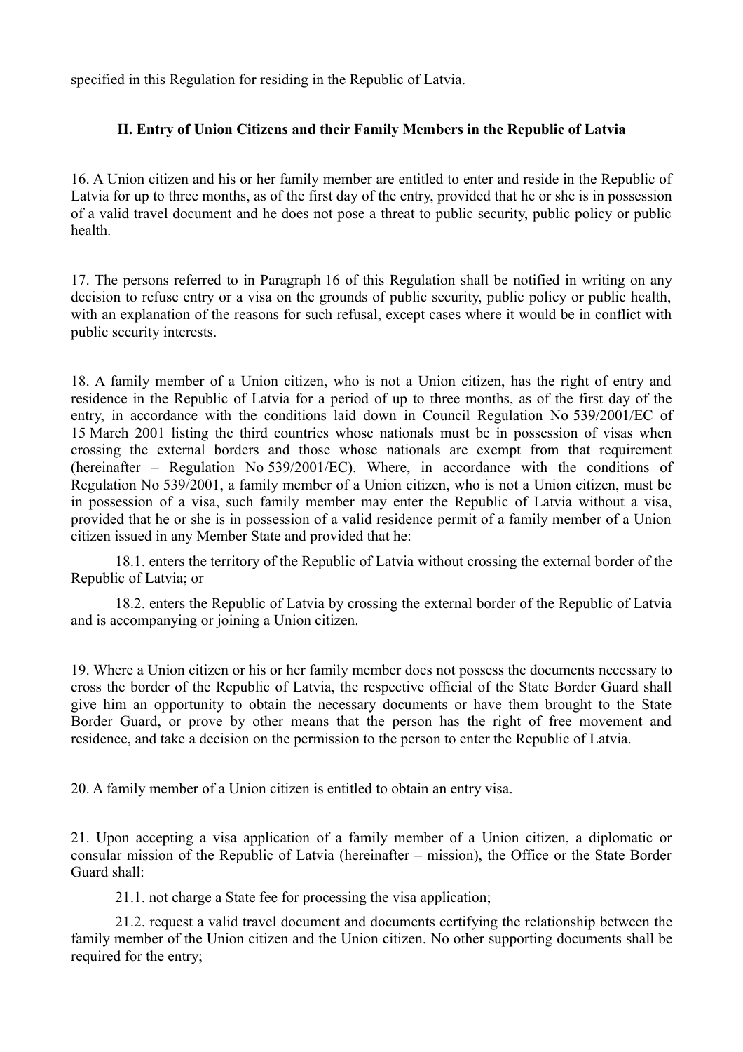specified in this Regulation for residing in the Republic of Latvia.

### II. Entry of Union Citizens and their Family Members in the Republic of Latvia

16. A Union citizen and his or her family member are entitled to enter and reside in the Republic of Latvia for up to three months, as of the first day of the entry, provided that he or she is in possession of a valid travel document and he does not pose a threat to public security, public policy or public health.

17. The persons referred to in Paragraph 16 of this Regulation shall be notified in writing on any decision to refuse entry or a visa on the grounds of public security, public policy or public health, with an explanation of the reasons for such refusal, except cases where it would be in conflict with public security interests.

18. A family member of a Union citizen, who is not a Union citizen, has the right of entry and residence in the Republic of Latvia for a period of up to three months, as of the first day of the entry, in accordance with the conditions laid down in Council Regulation No 539/2001/EC of 15 March 2001 listing the third countries whose nationals must be in possession of visas when crossing the external borders and those whose nationals are exempt from that requirement (hereinafter – Regulation No 539/2001/EC). Where, in accordance with the conditions of Regulation No 539/2001, a family member of a Union citizen, who is not a Union citizen, must be in possession of a visa, such family member may enter the Republic of Latvia without a visa, provided that he or she is in possession of a valid residence permit of a family member of a Union citizen issued in any Member State and provided that he:

18.1. enters the territory of the Republic of Latvia without crossing the external border of the Republic of Latvia; or

18.2. enters the Republic of Latvia by crossing the external border of the Republic of Latvia and is accompanying or joining a Union citizen.

19. Where a Union citizen or his or her family member does not possess the documents necessary to cross the border of the Republic of Latvia, the respective official of the State Border Guard shall give him an opportunity to obtain the necessary documents or have them brought to the State Border Guard, or prove by other means that the person has the right of free movement and residence, and take a decision on the permission to the person to enter the Republic of Latvia.

20. A family member of a Union citizen is entitled to obtain an entry visa.

21. Upon accepting a visa application of a family member of a Union citizen, a diplomatic or consular mission of the Republic of Latvia (hereinafter – mission), the Office or the State Border Guard shall:

21.1. not charge a State fee for processing the visa application;

21.2. request a valid travel document and documents certifying the relationship between the family member of the Union citizen and the Union citizen. No other supporting documents shall be required for the entry;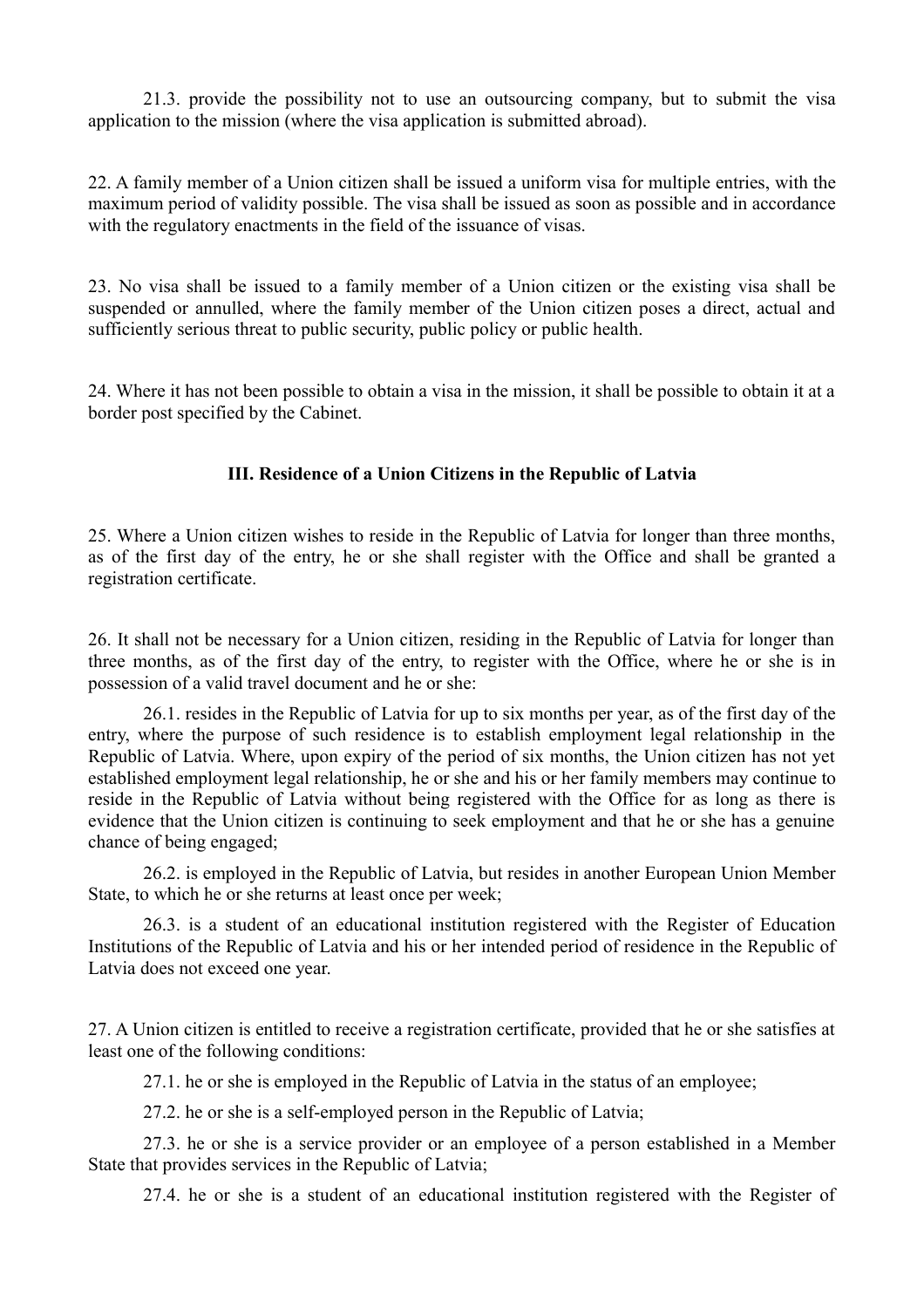21.3. provide the possibility not to use an outsourcing company, but to submit the visa application to the mission (where the visa application is submitted abroad).

22. A family member of a Union citizen shall be issued a uniform visa for multiple entries, with the maximum period of validity possible. The visa shall be issued as soon as possible and in accordance with the regulatory enactments in the field of the issuance of visas.

23. No visa shall be issued to a family member of a Union citizen or the existing visa shall be suspended or annulled, where the family member of the Union citizen poses a direct, actual and sufficiently serious threat to public security, public policy or public health.

24. Where it has not been possible to obtain a visa in the mission, it shall be possible to obtain it at a border post specified by the Cabinet.

### III. Residence of a Union Citizens in the Republic of Latvia

25. Where a Union citizen wishes to reside in the Republic of Latvia for longer than three months, as of the first day of the entry, he or she shall register with the Office and shall be granted a registration certificate.

26. It shall not be necessary for a Union citizen, residing in the Republic of Latvia for longer than three months, as of the first day of the entry, to register with the Office, where he or she is in possession of a valid travel document and he or she:

26.1. resides in the Republic of Latvia for up to six months per year, as of the first day of the entry, where the purpose of such residence is to establish employment legal relationship in the Republic of Latvia. Where, upon expiry of the period of six months, the Union citizen has not yet established employment legal relationship, he or she and his or her family members may continue to reside in the Republic of Latvia without being registered with the Office for as long as there is evidence that the Union citizen is continuing to seek employment and that he or she has a genuine chance of being engaged;

26.2. is employed in the Republic of Latvia, but resides in another European Union Member State, to which he or she returns at least once per week;

26.3. is a student of an educational institution registered with the Register of Education Institutions of the Republic of Latvia and his or her intended period of residence in the Republic of Latvia does not exceed one year.

27. A Union citizen is entitled to receive a registration certificate, provided that he or she satisfies at least one of the following conditions:

27.1. he or she is employed in the Republic of Latvia in the status of an employee;

27.2. he or she is a self-employed person in the Republic of Latvia;

27.3. he or she is a service provider or an employee of a person established in a Member State that provides services in the Republic of Latvia;

27.4. he or she is a student of an educational institution registered with the Register of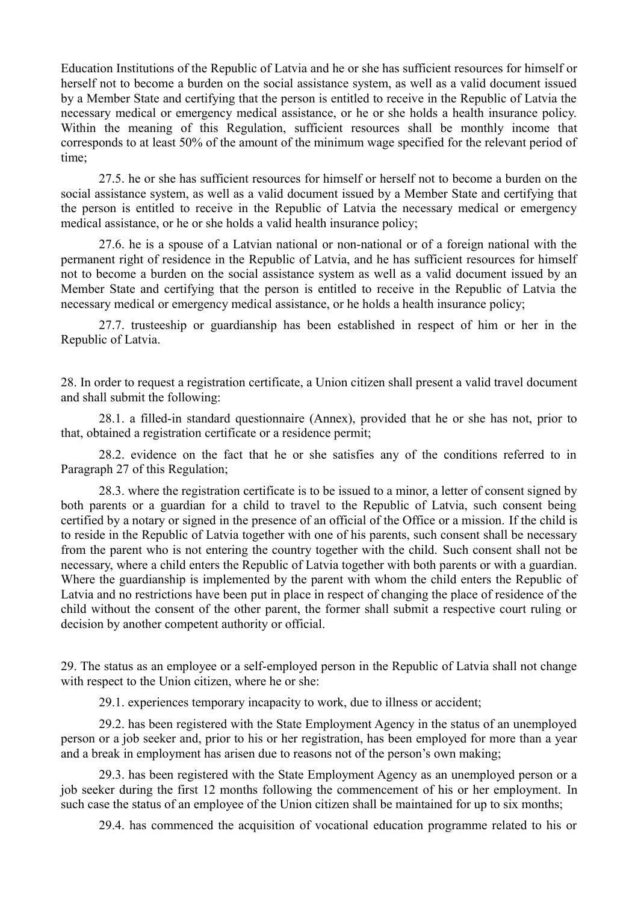Education Institutions of the Republic of Latvia and he or she has sufficient resources for himself or herself not to become a burden on the social assistance system, as well as a valid document issued by a Member State and certifying that the person is entitled to receive in the Republic of Latvia the necessary medical or emergency medical assistance, or he or she holds a health insurance policy. Within the meaning of this Regulation, sufficient resources shall be monthly income that corresponds to at least 50% of the amount of the minimum wage specified for the relevant period of time;

27.5. he or she has sufficient resources for himself or herself not to become a burden on the social assistance system, as well as a valid document issued by a Member State and certifying that the person is entitled to receive in the Republic of Latvia the necessary medical or emergency medical assistance, or he or she holds a valid health insurance policy;

27.6. he is a spouse of a Latvian national or non-national or of a foreign national with the permanent right of residence in the Republic of Latvia, and he has sufficient resources for himself not to become a burden on the social assistance system as well as a valid document issued by an Member State and certifying that the person is entitled to receive in the Republic of Latvia the necessary medical or emergency medical assistance, or he holds a health insurance policy;

27.7. trusteeship or guardianship has been established in respect of him or her in the Republic of Latvia.

28. In order to request a registration certificate, a Union citizen shall present a valid travel document and shall submit the following:

28.1. a filled-in standard questionnaire (Annex), provided that he or she has not, prior to that, obtained a registration certificate or a residence permit;

28.2. evidence on the fact that he or she satisfies any of the conditions referred to in Paragraph 27 of this Regulation;

28.3. where the registration certificate is to be issued to a minor, a letter of consent signed by both parents or a guardian for a child to travel to the Republic of Latvia, such consent being certified by a notary or signed in the presence of an official of the Office or a mission. If the child is to reside in the Republic of Latvia together with one of his parents, such consent shall be necessary from the parent who is not entering the country together with the child. Such consent shall not be necessary, where a child enters the Republic of Latvia together with both parents or with a guardian. Where the guardianship is implemented by the parent with whom the child enters the Republic of Latvia and no restrictions have been put in place in respect of changing the place of residence of the child without the consent of the other parent, the former shall submit a respective court ruling or decision by another competent authority or official.

29. The status as an employee or a self-employed person in the Republic of Latvia shall not change with respect to the Union citizen, where he or she:

29.1. experiences temporary incapacity to work, due to illness or accident;

29.2. has been registered with the State Employment Agency in the status of an unemployed person or a job seeker and, prior to his or her registration, has been employed for more than a year and a break in employment has arisen due to reasons not of the person's own making;

29.3. has been registered with the State Employment Agency as an unemployed person or a job seeker during the first 12 months following the commencement of his or her employment. In such case the status of an employee of the Union citizen shall be maintained for up to six months;

29.4. has commenced the acquisition of vocational education programme related to his or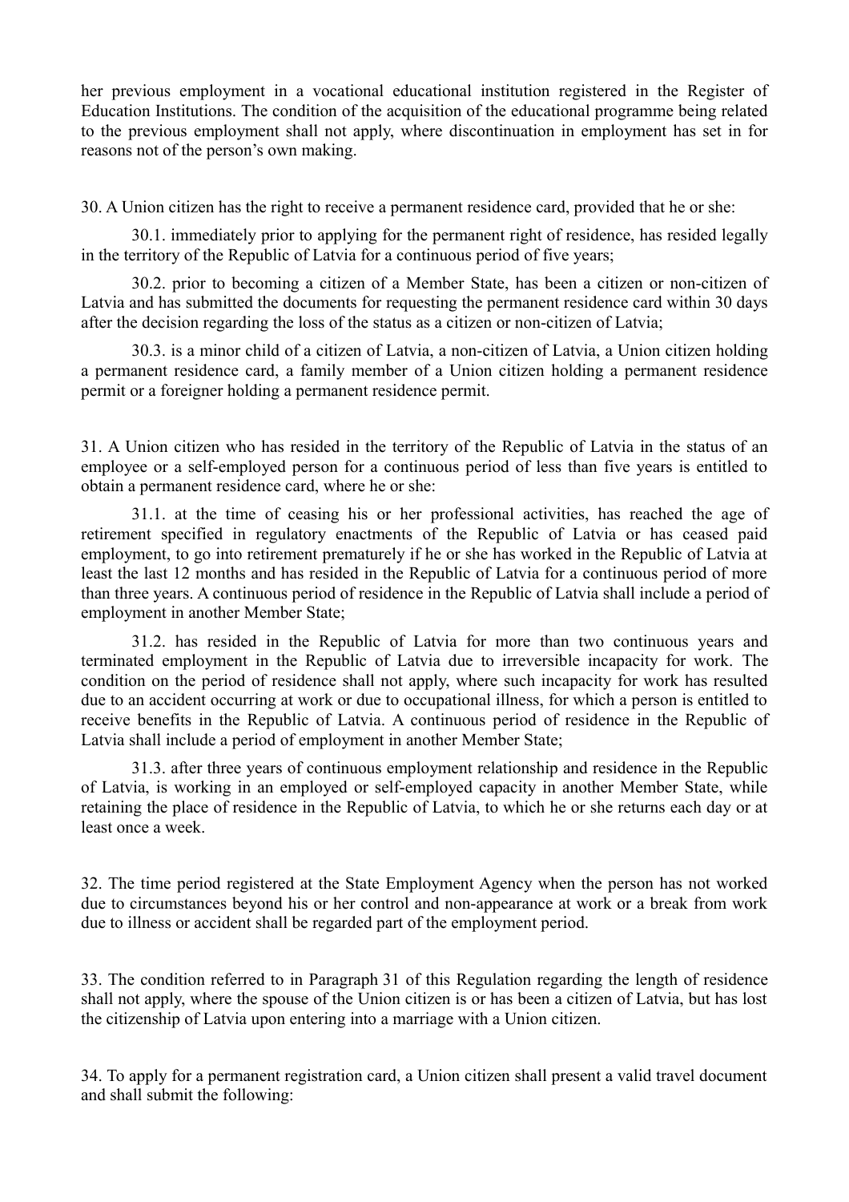her previous employment in a vocational educational institution registered in the Register of Education Institutions. The condition of the acquisition of the educational programme being related to the previous employment shall not apply, where discontinuation in employment has set in for reasons not of the person's own making.

30. A Union citizen has the right to receive a permanent residence card, provided that he or she:

30.1. immediately prior to applying for the permanent right of residence, has resided legally in the territory of the Republic of Latvia for a continuous period of five years;

30.2. prior to becoming a citizen of a Member State, has been a citizen or non-citizen of Latvia and has submitted the documents for requesting the permanent residence card within 30 days after the decision regarding the loss of the status as a citizen or non-citizen of Latvia;

30.3. is a minor child of a citizen of Latvia, a non-citizen of Latvia, a Union citizen holding a permanent residence card, a family member of a Union citizen holding a permanent residence permit or a foreigner holding a permanent residence permit.

31. A Union citizen who has resided in the territory of the Republic of Latvia in the status of an employee or a self-employed person for a continuous period of less than five years is entitled to obtain a permanent residence card, where he or she:

31.1. at the time of ceasing his or her professional activities, has reached the age of retirement specified in regulatory enactments of the Republic of Latvia or has ceased paid employment, to go into retirement prematurely if he or she has worked in the Republic of Latvia at least the last 12 months and has resided in the Republic of Latvia for a continuous period of more than three years. A continuous period of residence in the Republic of Latvia shall include a period of employment in another Member State;

31.2. has resided in the Republic of Latvia for more than two continuous years and terminated employment in the Republic of Latvia due to irreversible incapacity for work. The condition on the period of residence shall not apply, where such incapacity for work has resulted due to an accident occurring at work or due to occupational illness, for which a person is entitled to receive benefits in the Republic of Latvia. A continuous period of residence in the Republic of Latvia shall include a period of employment in another Member State;

31.3. after three years of continuous employment relationship and residence in the Republic of Latvia, is working in an employed or self-employed capacity in another Member State, while retaining the place of residence in the Republic of Latvia, to which he or she returns each day or at least once a week.

32. The time period registered at the State Employment Agency when the person has not worked due to circumstances beyond his or her control and non-appearance at work or a break from work due to illness or accident shall be regarded part of the employment period.

33. The condition referred to in Paragraph 31 of this Regulation regarding the length of residence shall not apply, where the spouse of the Union citizen is or has been a citizen of Latvia, but has lost the citizenship of Latvia upon entering into a marriage with a Union citizen.

34. To apply for a permanent registration card, a Union citizen shall present a valid travel document and shall submit the following: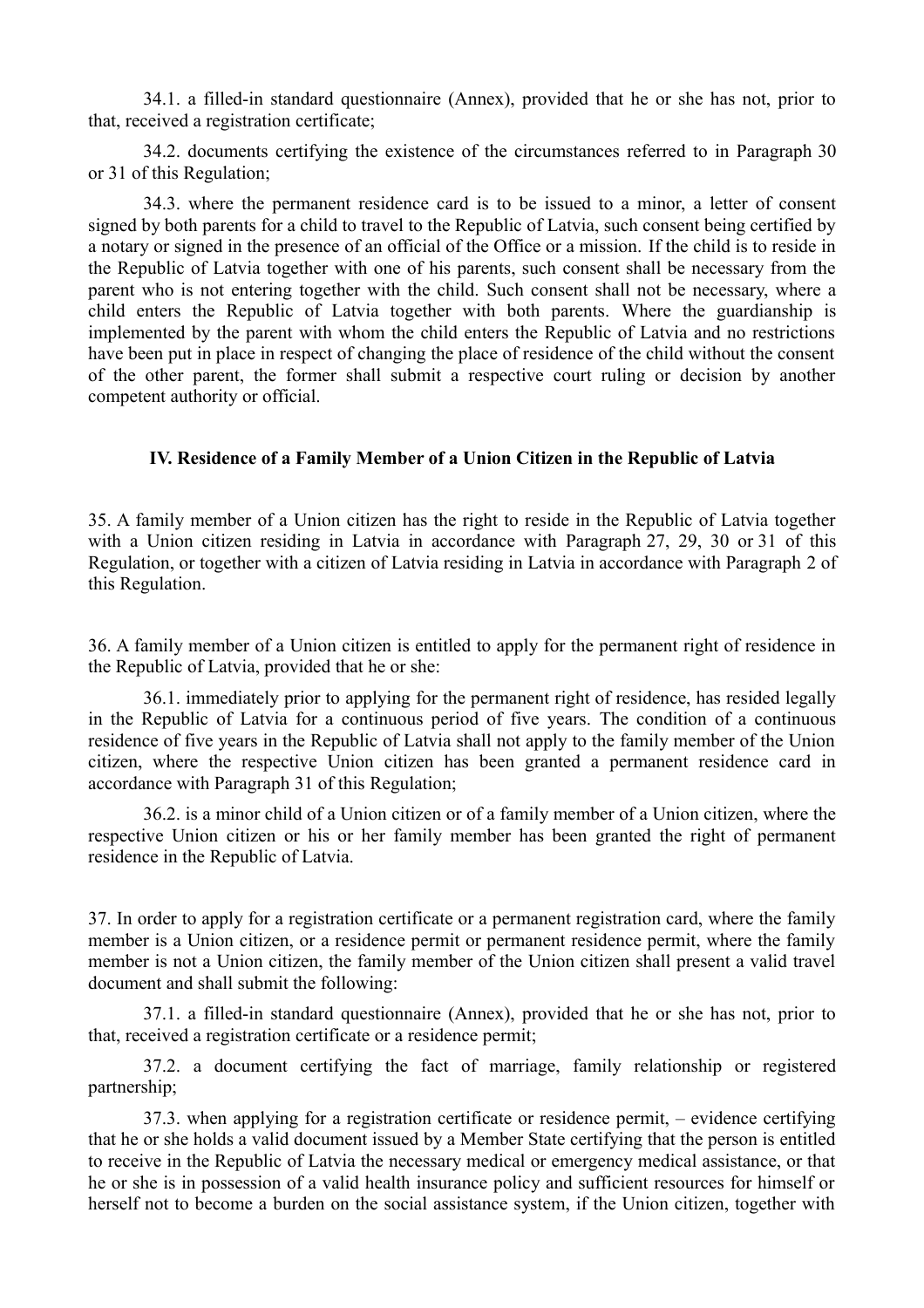34.1. a filled-in standard questionnaire (Annex), provided that he or she has not, prior to that, received a registration certificate;

34.2. documents certifying the existence of the circumstances referred to in Paragraph 30 or 31 of this Regulation;

34.3. where the permanent residence card is to be issued to a minor, a letter of consent signed by both parents for a child to travel to the Republic of Latvia, such consent being certified by a notary or signed in the presence of an official of the Office or a mission. If the child is to reside in the Republic of Latvia together with one of his parents, such consent shall be necessary from the parent who is not entering together with the child. Such consent shall not be necessary, where a child enters the Republic of Latvia together with both parents. Where the guardianship is implemented by the parent with whom the child enters the Republic of Latvia and no restrictions have been put in place in respect of changing the place of residence of the child without the consent of the other parent, the former shall submit a respective court ruling or decision by another competent authority or official.

## IV. Residence of a Family Member of a Union Citizen in the Republic of Latvia

35. A family member of a Union citizen has the right to reside in the Republic of Latvia together with a Union citizen residing in Latvia in accordance with Paragraph 27, 29, 30 or 31 of this Regulation, or together with a citizen of Latvia residing in Latvia in accordance with Paragraph 2 of this Regulation.

36. A family member of a Union citizen is entitled to apply for the permanent right of residence in the Republic of Latvia, provided that he or she:

36.1. immediately prior to applying for the permanent right of residence, has resided legally in the Republic of Latvia for a continuous period of five years. The condition of a continuous residence of five years in the Republic of Latvia shall not apply to the family member of the Union citizen, where the respective Union citizen has been granted a permanent residence card in accordance with Paragraph 31 of this Regulation;

36.2. is a minor child of a Union citizen or of a family member of a Union citizen, where the respective Union citizen or his or her family member has been granted the right of permanent residence in the Republic of Latvia.

37. In order to apply for a registration certificate or a permanent registration card, where the family member is a Union citizen, or a residence permit or permanent residence permit, where the family member is not a Union citizen, the family member of the Union citizen shall present a valid travel document and shall submit the following:

37.1. a filled-in standard questionnaire (Annex), provided that he or she has not, prior to that, received a registration certificate or a residence permit;

37.2. a document certifying the fact of marriage, family relationship or registered partnership;

37.3. when applying for a registration certificate or residence permit, – evidence certifying that he or she holds a valid document issued by a Member State certifying that the person is entitled to receive in the Republic of Latvia the necessary medical or emergency medical assistance, or that he or she is in possession of a valid health insurance policy and sufficient resources for himself or herself not to become a burden on the social assistance system, if the Union citizen, together with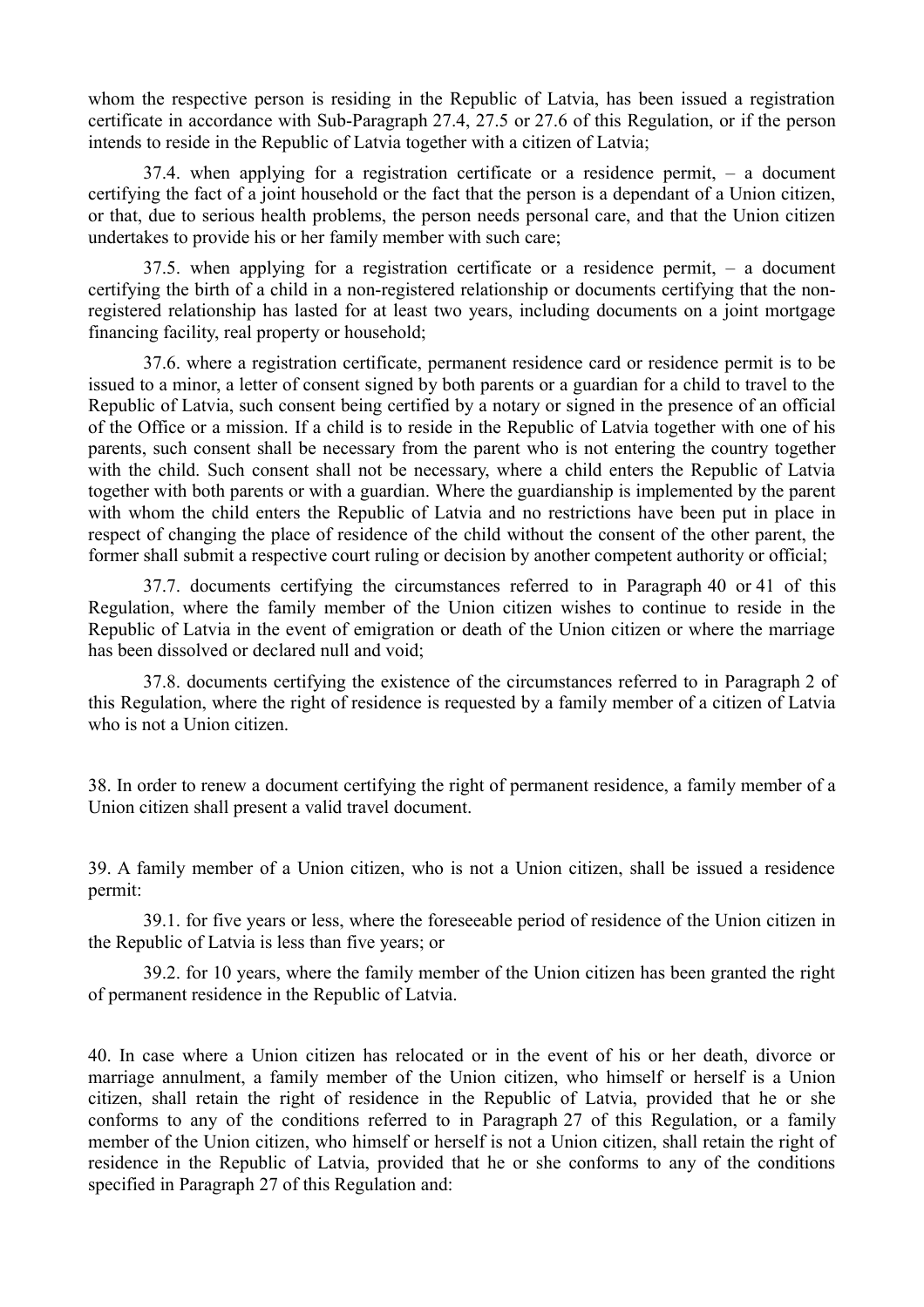whom the respective person is residing in the Republic of Latvia, has been issued a registration certificate in accordance with Sub-Paragraph 27.4, 27.5 or 27.6 of this Regulation, or if the person intends to reside in the Republic of Latvia together with a citizen of Latvia;

37.4. when applying for a registration certificate or a residence permit, – a document certifying the fact of a joint household or the fact that the person is a dependant of a Union citizen, or that, due to serious health problems, the person needs personal care, and that the Union citizen undertakes to provide his or her family member with such care;

37.5. when applying for a registration certificate or a residence permit, – a document certifying the birth of a child in a non-registered relationship or documents certifying that the non-registered relationship has lasted for at least two years, including documents on a joint mortgage financing facility, real property or household;

37.6. where a registration certificate, permanent residence card or residence permit is to be issued to a minor, a letter of consent signed by both parents or a guardian for a child to travel to the Republic of Latvia, such consent being certified by a notary or signed in the presence of an official of the Office or a mission. If a child is to reside in the Republic of Latvia together with one of his parents, such consent shall be necessary from the parent who is not entering the country together with the child. Such consent shall not be necessary, where a child enters the Republic of Latvia together with both parents or with a guardian. Where the guardianship is implemented by the parent with whom the child enters the Republic of Latvia and no restrictions have been put in place in respect of changing the place of residence of the child without the consent of the other parent, the former shall submit a respective court ruling or decision by another competent authority or official;

37.7. documents certifying the circumstances referred to in Paragraph 40 or 41 of this Regulation, where the family member of the Union citizen wishes to continue to reside in the Republic of Latvia in the event of emigration or death of the Union citizen or where the marriage has been dissolved or declared null and void;

37.8. documents certifying the existence of the circumstances referred to in Paragraph 2 of this Regulation, where the right of residence is requested by a family member of a citizen of Latvia who is not a Union citizen.

38. In order to renew a document certifying the right of permanent residence, a family member of a Union citizen shall present a valid travel document.

39. A family member of a Union citizen, who is not a Union citizen, shall be issued a residence permit:

39.1. for five years or less, where the foreseeable period of residence of the Union citizen in the Republic of Latvia is less than five years; or

39.2. for 10 years, where the family member of the Union citizen has been granted the right of permanent residence in the Republic of Latvia.

40. In case where a Union citizen has relocated or in the event of his or her death, divorce or marriage annulment, a family member of the Union citizen, who himself or herself is a Union citizen, shall retain the right of residence in the Republic of Latvia, provided that he or she conforms to any of the conditions referred to in Paragraph 27 of this Regulation, or a family member of the Union citizen, who himself or herself is not a Union citizen, shall retain the right of residence in the Republic of Latvia, provided that he or she conforms to any of the conditions specified in Paragraph 27 of this Regulation and: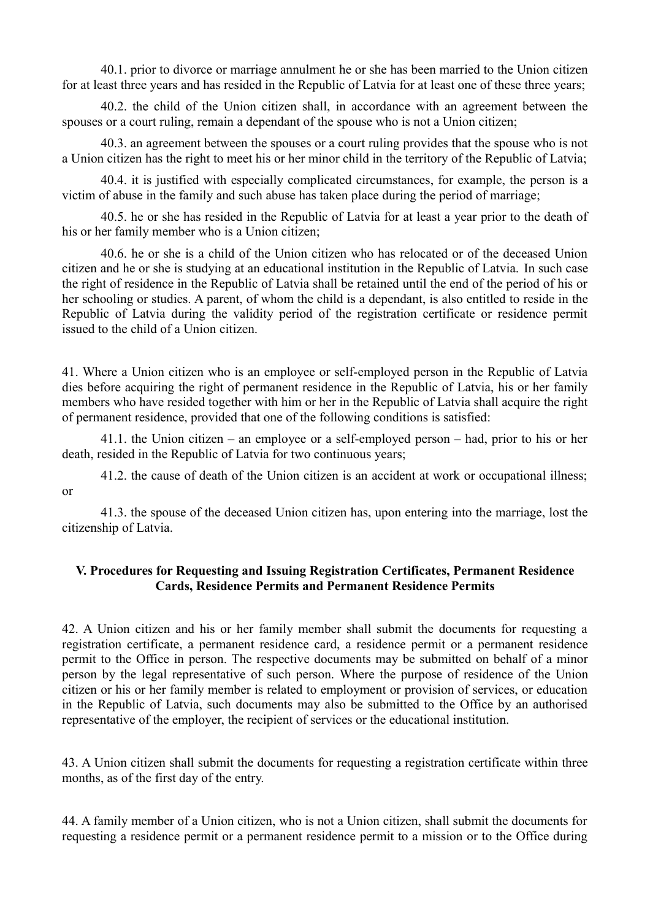40.1. prior to divorce or marriage annulment he or she has been married to the Union citizen for at least three years and has resided in the Republic of Latvia for at least one of these three years;

40.2. the child of the Union citizen shall, in accordance with an agreement between the spouses or a court ruling, remain a dependant of the spouse who is not a Union citizen;

40.3. an agreement between the spouses or a court ruling provides that the spouse who is not a Union citizen has the right to meet his or her minor child in the territory of the Republic of Latvia;

40.4. it is justified with especially complicated circumstances, for example, the person is a victim of abuse in the family and such abuse has taken place during the period of marriage;

40.5. he or she has resided in the Republic of Latvia for at least a year prior to the death of his or her family member who is a Union citizen;

40.6. he or she is a child of the Union citizen who has relocated or of the deceased Union citizen and he or she is studying at an educational institution in the Republic of Latvia. In such case the right of residence in the Republic of Latvia shall be retained until the end of the period of his or her schooling or studies. A parent, of whom the child is a dependant, is also entitled to reside in the Republic of Latvia during the validity period of the registration certificate or residence permit issued to the child of a Union citizen.

41. Where a Union citizen who is an employee or self-employed person in the Republic of Latvia dies before acquiring the right of permanent residence in the Republic of Latvia, his or her family members who have resided together with him or her in the Republic of Latvia shall acquire the right of permanent residence, provided that one of the following conditions is satisfied:

41.1. the Union citizen – an employee or a self-employed person – had, prior to his or her death, resided in the Republic of Latvia for two continuous years;

41.2. the cause of death of the Union citizen is an accident at work or occupational illness; or

41.3. the spouse of the deceased Union citizen has, upon entering into the marriage, lost the citizenship of Latvia.

## V. Procedures for Requesting and Issuing Registration Certificates, Permanent Residence Cards, Residence Permits and Permanent Residence Permits

42. A Union citizen and his or her family member shall submit the documents for requesting a registration certificate, a permanent residence card, a residence permit or a permanent residence permit to the Office in person. The respective documents may be submitted on behalf of a minor person by the legal representative of such person. Where the purpose of residence of the Union citizen or his or her family member is related to employment or provision of services, or education in the Republic of Latvia, such documents may also be submitted to the Office by an authorised representative of the employer, the recipient of services or the educational institution.

43. A Union citizen shall submit the documents for requesting a registration certificate within three months, as of the first day of the entry.

44. A family member of a Union citizen, who is not a Union citizen, shall submit the documents for requesting a residence permit or a permanent residence permit to a mission or to the Office during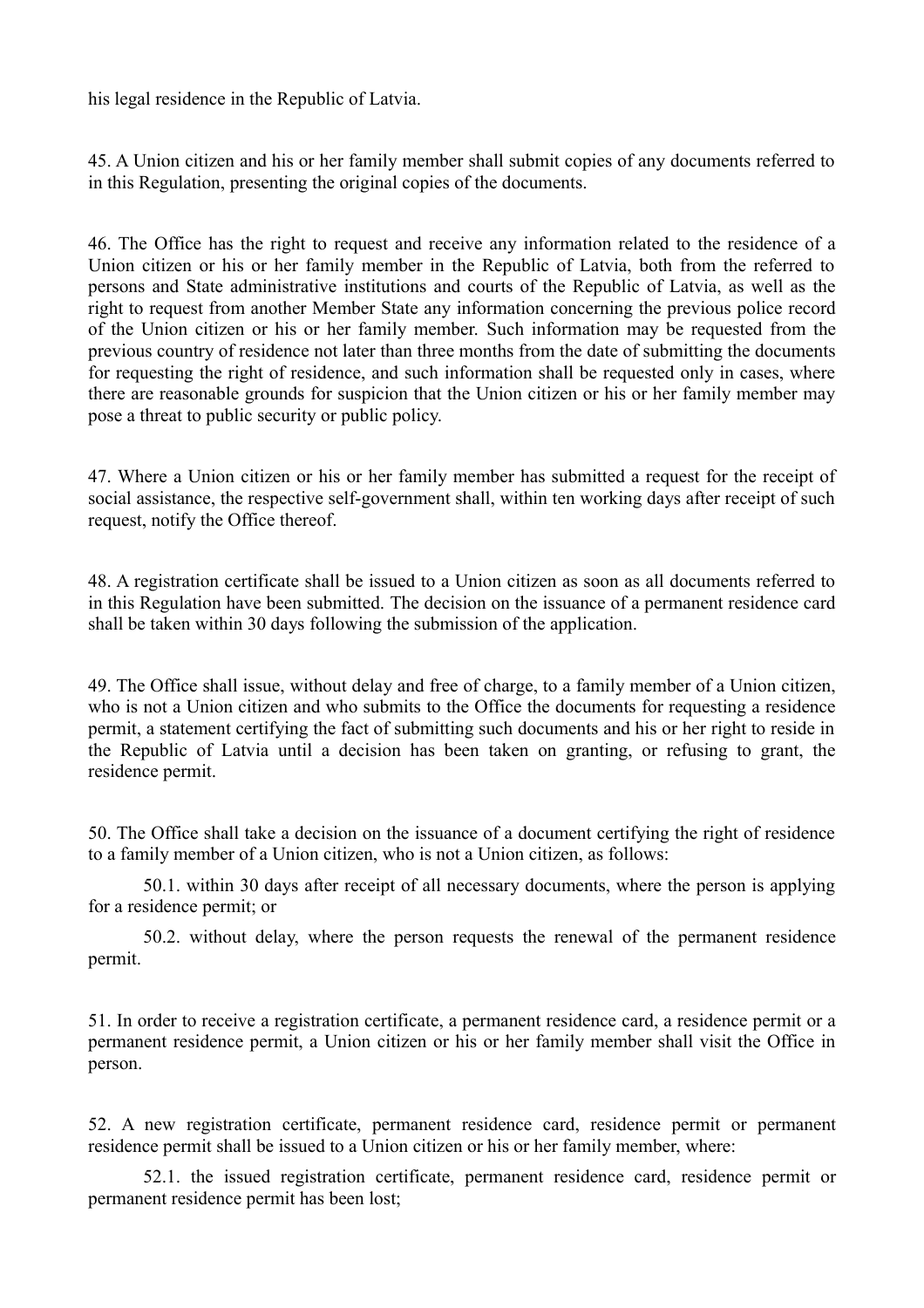his legal residence in the Republic of Latvia.

45. A Union citizen and his or her family member shall submit copies of any documents referred to in this Regulation, presenting the original copies of the documents.

46. The Office has the right to request and receive any information related to the residence of a Union citizen or his or her family member in the Republic of Latvia, both from the referred to persons and State administrative institutions and courts of the Republic of Latvia, as well as the right to request from another Member State any information concerning the previous police record of the Union citizen or his or her family member. Such information may be requested from the previous country of residence not later than three months from the date of submitting the documents for requesting the right of residence, and such information shall be requested only in cases, where there are reasonable grounds for suspicion that the Union citizen or his or her family member may pose a threat to public security or public policy.

47. Where a Union citizen or his or her family member has submitted a request for the receipt of social assistance, the respective self-government shall, within ten working days after receipt of such request, notify the Office thereof.

48. A registration certificate shall be issued to a Union citizen as soon as all documents referred to in this Regulation have been submitted. The decision on the issuance of a permanent residence card shall be taken within 30 days following the submission of the application.

49. The Office shall issue, without delay and free of charge, to a family member of a Union citizen, who is not a Union citizen and who submits to the Office the documents for requesting a residence permit, a statement certifying the fact of submitting such documents and his or her right to reside in the Republic of Latvia until a decision has been taken on granting, or refusing to grant, the residence permit.

50. The Office shall take a decision on the issuance of a document certifying the right of residence to a family member of a Union citizen, who is not a Union citizen, as follows:

50.1. within 30 days after receipt of all necessary documents, where the person is applying for a residence permit; or

50.2. without delay, where the person requests the renewal of the permanent residence permit.

51. In order to receive a registration certificate, a permanent residence card, a residence permit or a permanent residence permit, a Union citizen or his or her family member shall visit the Office in person.

52. A new registration certificate, permanent residence card, residence permit or permanent residence permit shall be issued to a Union citizen or his or her family member, where:

52.1. the issued registration certificate, permanent residence card, residence permit or permanent residence permit has been lost;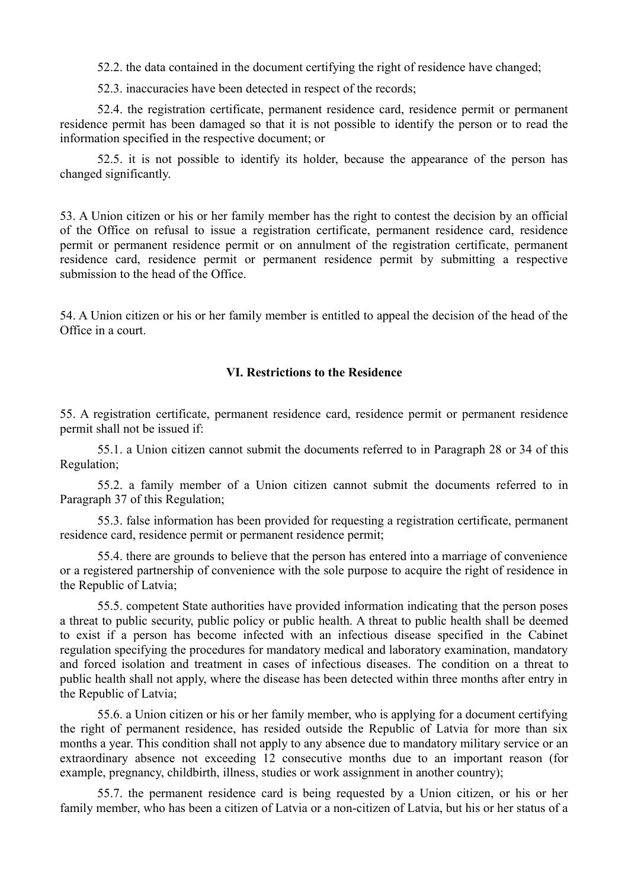52.2. the data contained in the document certifying the right of residence have changed;

52.3. inaccuracies have been detected in respect of the records;

52.4. the registration certificate, permanent residence card, residence permit or permanent residence permit has been damaged so that it is not possible to identify the person or to read the information specified in the respective document; or

52.5. it is not possible to identify its holder, because the appearance of the person has changed significantly.

53. A Union citizen or his or her family member has the right to contest the decision by an official of the Office on refusal to issue a registration certificate, permanent residence card, residence permit or permanent residence permit or on annulment of the registration certificate, permanent residence card, residence permit or permanent residence permit by submitting a respective submission to the head of the Office.

54. A Union citizen or his or her family member is entitled to appeal the decision of the head of the Office in a court.

### VI. Restrictions to the Residence

55. A registration certificate, permanent residence card, residence permit or permanent residence permit shall not be issued if:

55.1. a Union citizen cannot submit the documents referred to in Paragraph 28 or 34 of this Regulation;

55.2. a family member of a Union citizen cannot submit the documents referred to in Paragraph 37 of this Regulation;

55.3. false information has been provided for requesting a registration certificate, permanent residence card, residence permit or permanent residence permit;

55.4. there are grounds to believe that the person has entered into a marriage of convenience or a registered partnership of convenience with the sole purpose to acquire the right of residence in the Republic of Latvia;

55.5. competent State authorities have provided information indicating that the person poses a threat to public security, public policy or public health. A threat to public health shall be deemed to exist if a person has become infected with an infectious disease specified in the Cabinet regulation specifying the procedures for mandatory medical and laboratory examination, mandatory and forced isolation and treatment in cases of infectious diseases. The condition on a threat to public health shall not apply, where the disease has been detected within three months after entry in the Republic of Latvia;

55.6. a Union citizen or his or her family member, who is applying for a document certifying the right of permanent residence, has resided outside the Republic of Latvia for more than six months a year. This condition shall not apply to any absence due to mandatory military service or an extraordinary absence not exceeding 12 consecutive months due to an important reason (for example, pregnancy, childbirth, illness, studies or work assignment in another country);

55.7. the permanent residence card is being requested by a Union citizen, or his or her family member, who has been a citizen of Latvia or a non-citizen of Latvia, but his or her status of a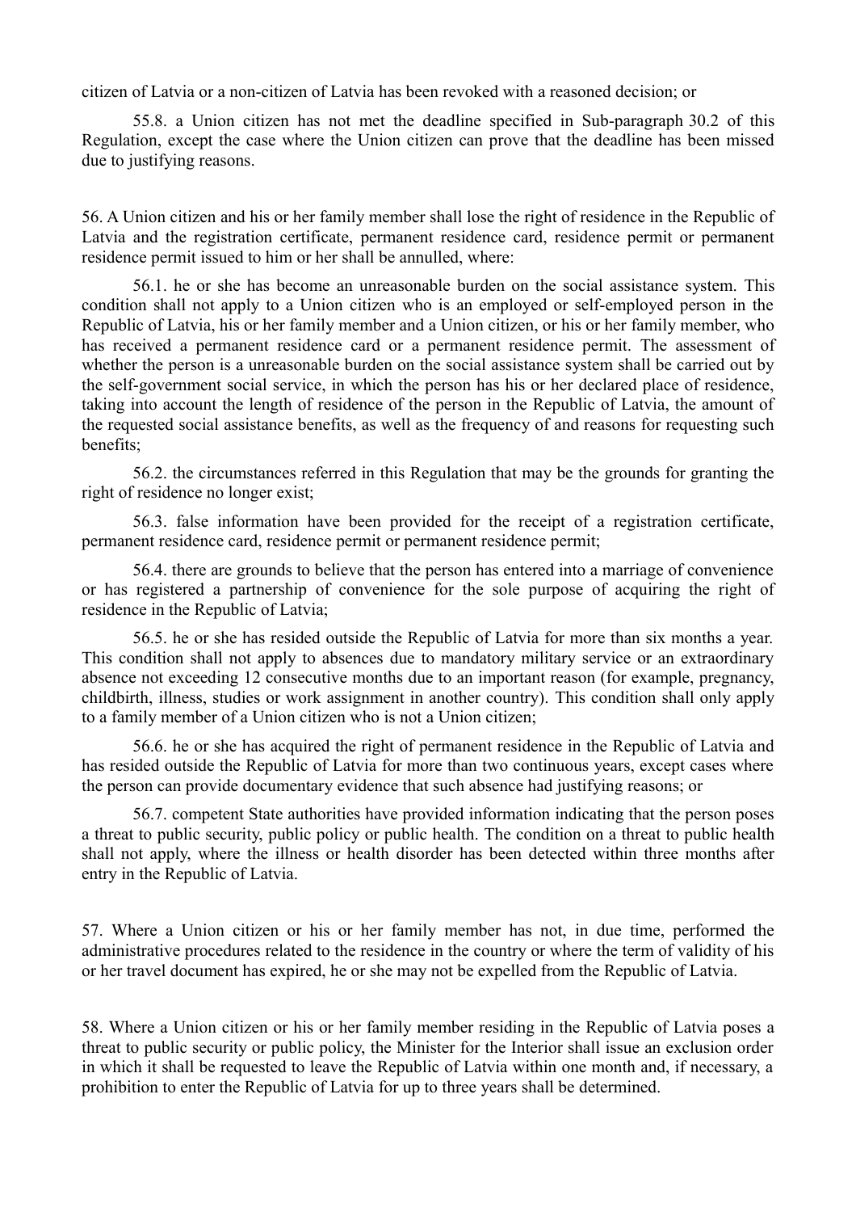citizen of Latvia or a non-citizen of Latvia has been revoked with a reasoned decision; or

55.8. a Union citizen has not met the deadline specified in Sub-paragraph 30.2 of this Regulation, except the case where the Union citizen can prove that the deadline has been missed due to justifying reasons.

56. A Union citizen and his or her family member shall lose the right of residence in the Republic of Latvia and the registration certificate, permanent residence card, residence permit or permanent residence permit issued to him or her shall be annulled, where:

56.1. he or she has become an unreasonable burden on the social assistance system. This condition shall not apply to a Union citizen who is an employed or self-employed person in the Republic of Latvia, his or her family member and a Union citizen, or his or her family member, who has received a permanent residence card or a permanent residence permit. The assessment of whether the person is a unreasonable burden on the social assistance system shall be carried out by the self-government social service, in which the person has his or her declared place of residence, taking into account the length of residence of the person in the Republic of Latvia, the amount of the requested social assistance benefits, as well as the frequency of and reasons for requesting such benefits;

56.2. the circumstances referred in this Regulation that may be the grounds for granting the right of residence no longer exist;

56.3. false information have been provided for the receipt of a registration certificate, permanent residence card, residence permit or permanent residence permit;

56.4. there are grounds to believe that the person has entered into a marriage of convenience or has registered a partnership of convenience for the sole purpose of acquiring the right of residence in the Republic of Latvia;

56.5. he or she has resided outside the Republic of Latvia for more than six months a year. This condition shall not apply to absences due to mandatory military service or an extraordinary absence not exceeding 12 consecutive months due to an important reason (for example, pregnancy, childbirth, illness, studies or work assignment in another country). This condition shall only apply to a family member of a Union citizen who is not a Union citizen;

56.6. he or she has acquired the right of permanent residence in the Republic of Latvia and has resided outside the Republic of Latvia for more than two continuous years, except cases where the person can provide documentary evidence that such absence had justifying reasons; or

56.7. competent State authorities have provided information indicating that the person poses a threat to public security, public policy or public health. The condition on a threat to public health shall not apply, where the illness or health disorder has been detected within three months after entry in the Republic of Latvia.

57. Where a Union citizen or his or her family member has not, in due time, performed the administrative procedures related to the residence in the country or where the term of validity of his or her travel document has expired, he or she may not be expelled from the Republic of Latvia.

58. Where a Union citizen or his or her family member residing in the Republic of Latvia poses a threat to public security or public policy, the Minister for the Interior shall issue an exclusion order in which it shall be requested to leave the Republic of Latvia within one month and, if necessary, a prohibition to enter the Republic of Latvia for up to three years shall be determined.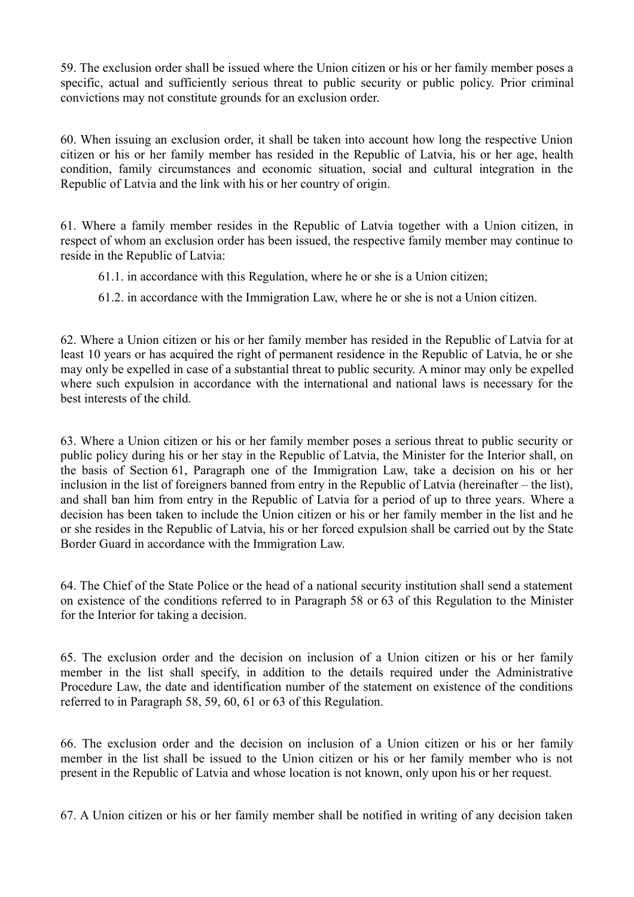59. The exclusion order shall be issued where the Union citizen or his or her family member poses a specific, actual and sufficiently serious threat to public security or public policy. Prior criminal convictions may not constitute grounds for an exclusion order.

60. When issuing an exclusion order, it shall be taken into account how long the respective Union citizen or his or her family member has resided in the Republic of Latvia, his or her age, health condition, family circumstances and economic situation, social and cultural integration in the Republic of Latvia and the link with his or her country of origin.

61. Where a family member resides in the Republic of Latvia together with a Union citizen, in respect of whom an exclusion order has been issued, the respective family member may continue to reside in the Republic of Latvia:

61.1. in accordance with this Regulation, where he or she is a Union citizen;

61.2. in accordance with the Immigration Law, where he or she is not a Union citizen.

62. Where a Union citizen or his or her family member has resided in the Republic of Latvia for at least 10 years or has acquired the right of permanent residence in the Republic of Latvia, he or she may only be expelled in case of a substantial threat to public security. A minor may only be expelled where such expulsion in accordance with the international and national laws is necessary for the best interests of the child.

63. Where a Union citizen or his or her family member poses a serious threat to public security or public policy during his or her stay in the Republic of Latvia, the Minister for the Interior shall, on the basis of Section 61, Paragraph one of the Immigration Law, take a decision on his or her inclusion in the list of foreigners banned from entry in the Republic of Latvia (hereinafter – the list), and shall ban him from entry in the Republic of Latvia for a period of up to three years. Where a decision has been taken to include the Union citizen or his or her family member in the list and he or she resides in the Republic of Latvia, his or her forced expulsion shall be carried out by the State Border Guard in accordance with the Immigration Law.

64. The Chief of the State Police or the head of a national security institution shall send a statement on existence of the conditions referred to in Paragraph 58 or 63 of this Regulation to the Minister for the Interior for taking a decision.

65. The exclusion order and the decision on inclusion of a Union citizen or his or her family member in the list shall specify, in addition to the details required under the Administrative Procedure Law, the date and identification number of the statement on existence of the conditions referred to in Paragraph 58, 59, 60, 61 or 63 of this Regulation.

66. The exclusion order and the decision on inclusion of a Union citizen or his or her family member in the list shall be issued to the Union citizen or his or her family member who is not present in the Republic of Latvia and whose location is not known, only upon his or her request.

67. A Union citizen or his or her family member shall be notified in writing of any decision taken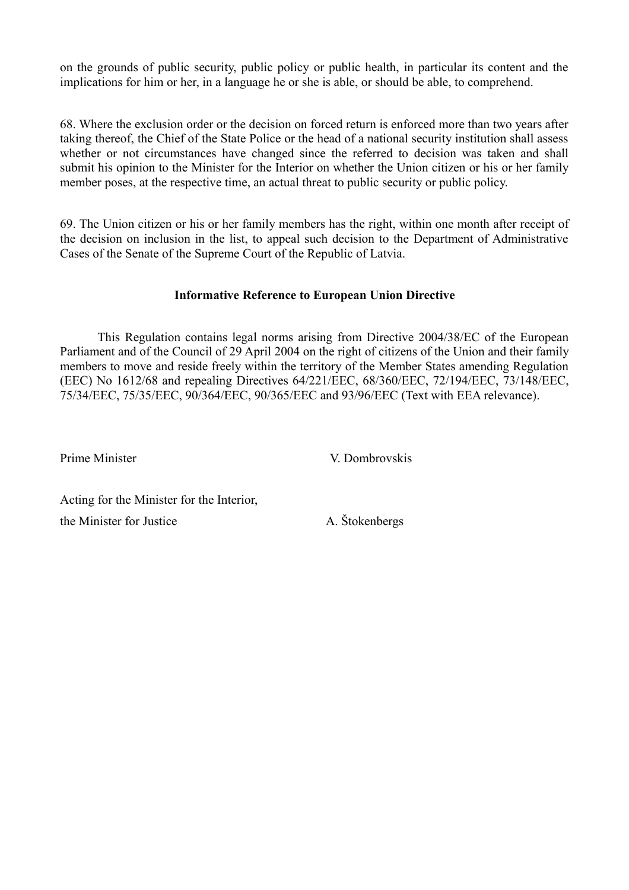on the grounds of public security, public policy or public health, in particular its content and the implications for him or her, in a language he or she is able, or should be able, to comprehend.

68. Where the exclusion order or the decision on forced return is enforced more than two years after taking thereof, the Chief of the State Police or the head of a national security institution shall assess whether or not circumstances have changed since the referred to decision was taken and shall submit his opinion to the Minister for the Interior on whether the Union citizen or his or her family member poses, at the respective time, an actual threat to public security or public policy.

69. The Union citizen or his or her family members has the right, within one month after receipt of the decision on inclusion in the list, to appeal such decision to the Department of Administrative Cases of the Senate of the Supreme Court of the Republic of Latvia.

**Informative Reference to European Union Directive**

This Regulation contains legal norms arising from Directive 2004/38/EC of the European Parliament and of the Council of 29 April 2004 on the right of citizens of the Union and their family members to move and reside freely within the territory of the Member States amending Regulation (EEC) No 1612/68 and repealing Directives 64/221/EEC, 68/360/EEC, 72/194/EEC, 73/148/EEC, 75/34/EEC, 75/35/EEC, 90/364/EEC, 90/365/EEC and 93/96/EEC (Text with EEA relevance).

Prime Minister V. Dombrovskis

Acting for the Minister for the Interior,
the Minister for Justice A. Štokenbergs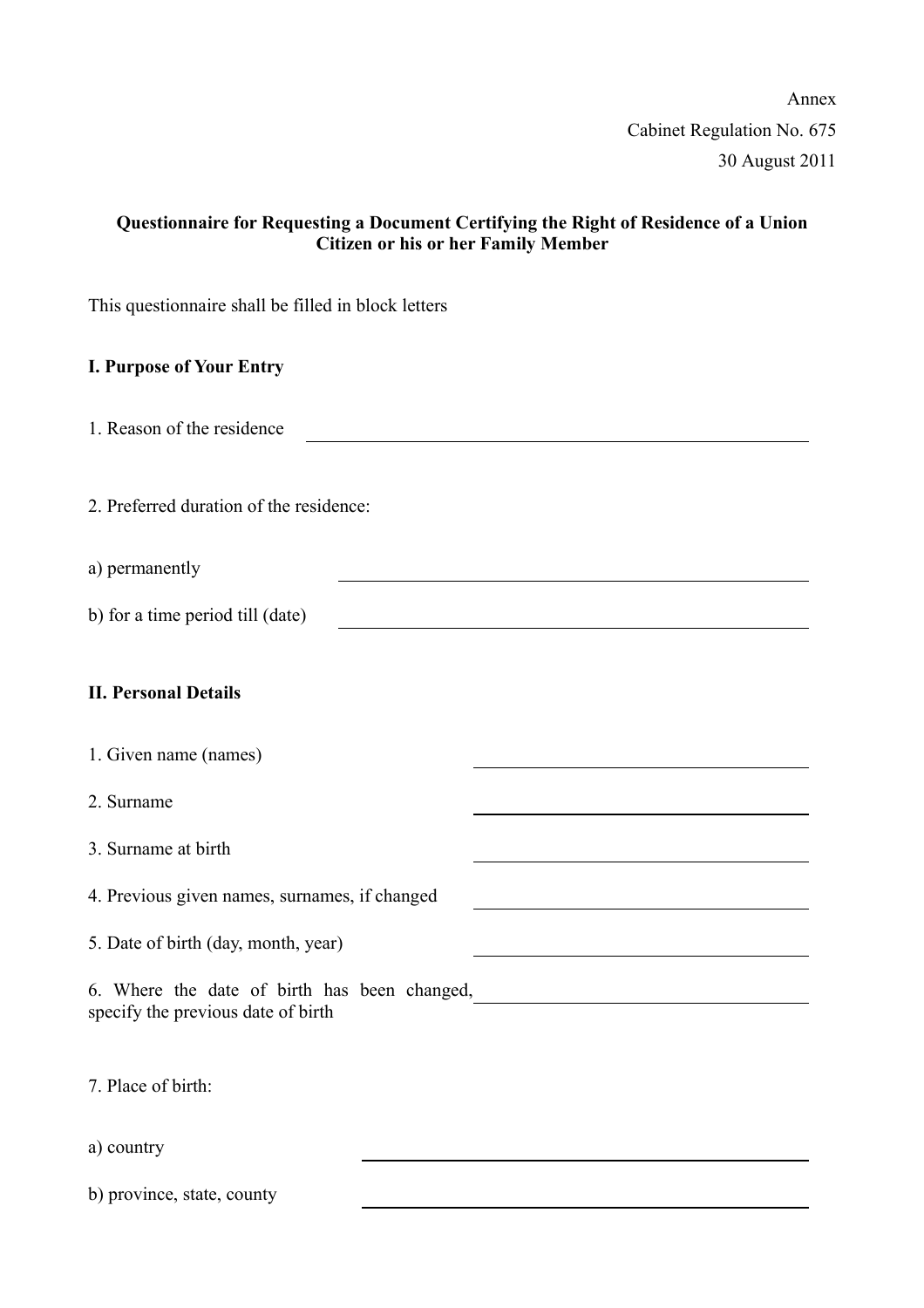Annex
Cabinet Regulation No. 675
30 August 2011

**Questionnaire for Requesting a Document Certifying the Right of Residence of a Union Citizen or his or her Family Member**

This questionnaire shall be filled in block letters

**I. Purpose of Your Entry**

1. Reason of the residence \_\_\_\_\_\_\_\_\_\_\_\_\_\_\_\_\_\_\_\_\_\_\_\_\_\_\_\_\_\_\_\_\_\_\_\_\_\_\_\_

2. Preferred duration of the residence:

a) permanently \_\_\_\_\_\_\_\_\_\_\_\_\_\_\_\_\_\_\_\_\_\_\_\_\_\_\_\_\_\_\_\_\_\_\_\_\_\_\_\_

b) for a time period till (date) \_\_\_\_\_\_\_\_\_\_\_\_\_\_\_\_\_\_\_\_\_\_\_\_\_\_\_\_\_\_\_\_\_\_\_\_\_\_\_\_

**II. Personal Details**

1. Given name (names) \_\_\_\_\_\_\_\_\_\_\_\_\_\_\_\_\_\_\_\_\_\_\_\_\_\_\_\_\_\_

2. Surname \_\_\_\_\_\_\_\_\_\_\_\_\_\_\_\_\_\_\_\_\_\_\_\_\_\_\_\_\_\_

3. Surname at birth \_\_\_\_\_\_\_\_\_\_\_\_\_\_\_\_\_\_\_\_\_\_\_\_\_\_\_\_\_\_

4. Previous given names, surnames, if changed \_\_\_\_\_\_\_\_\_\_\_\_\_\_\_\_\_\_\_\_\_\_\_\_\_\_\_\_\_\_

5. Date of birth (day, month, year) \_\_\_\_\_\_\_\_\_\_\_\_\_\_\_\_\_\_\_\_\_\_\_\_\_\_\_\_\_\_

6. Where the date of birth has been changed, specify the previous date of birth \_\_\_\_\_\_\_\_\_\_\_\_\_\_\_\_\_\_\_\_\_\_\_\_\_\_\_\_\_\_

7. Place of birth:

a) country \_\_\_\_\_\_\_\_\_\_\_\_\_\_\_\_\_\_\_\_\_\_\_\_\_\_\_\_\_\_\_\_\_\_\_\_\_\_\_\_

b) province, state, county \_\_\_\_\_\_\_\_\_\_\_\_\_\_\_\_\_\_\_\_\_\_\_\_\_\_\_\_\_\_\_\_\_\_\_\_\_\_\_\_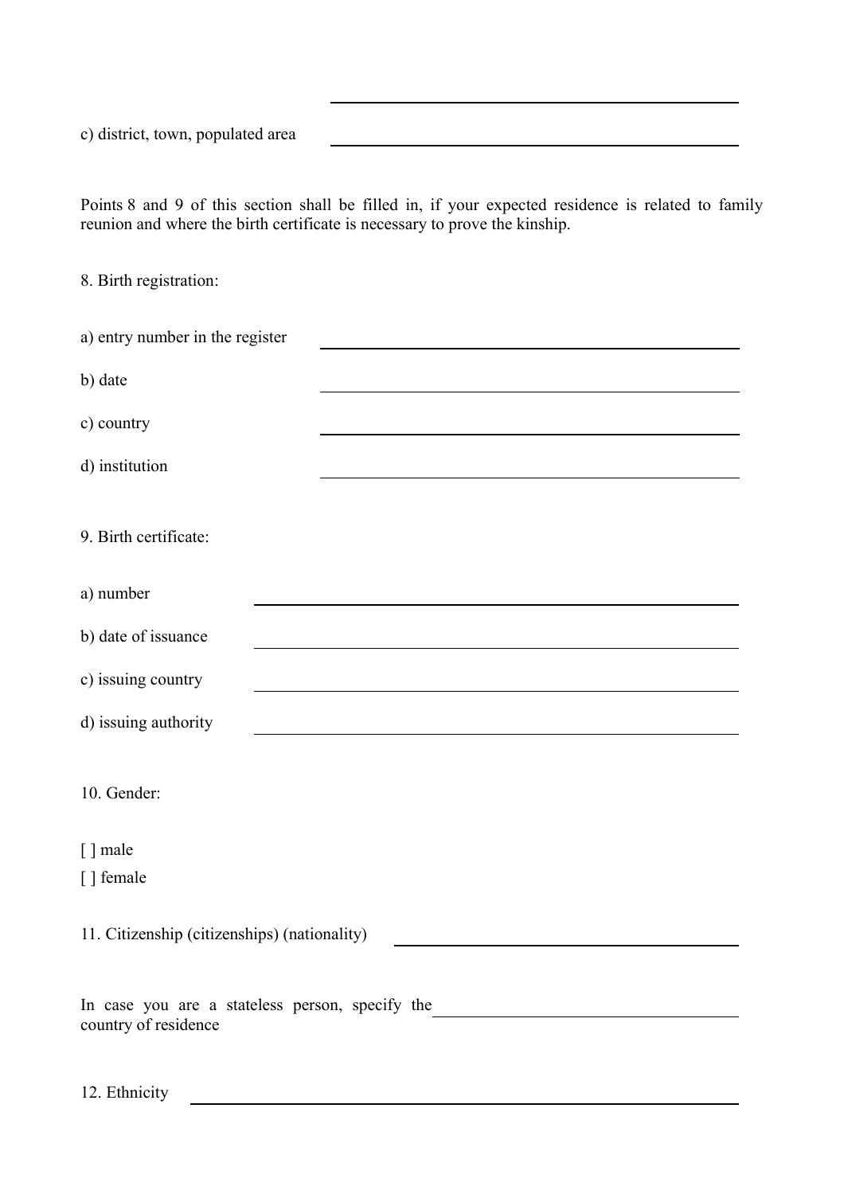c) district, town, populated area ______________________

Points 8 and 9 of this section shall be filled in, if your expected residence is related to family reunion and where the birth certificate is necessary to prove the kinship.

8. Birth registration:

a) entry number in the register ______________________

b) date ______________________

c) country ______________________

d) institution ______________________

9. Birth certificate:

a) number ______________________

b) date of issuance ______________________

c) issuing country ______________________

d) issuing authority ______________________

10. Gender:

[ ] male

[ ] female

11. Citizenship (citizenships) (nationality) ______________________

In case you are a stateless person, specify the country of residence ______________________

12. Ethnicity ______________________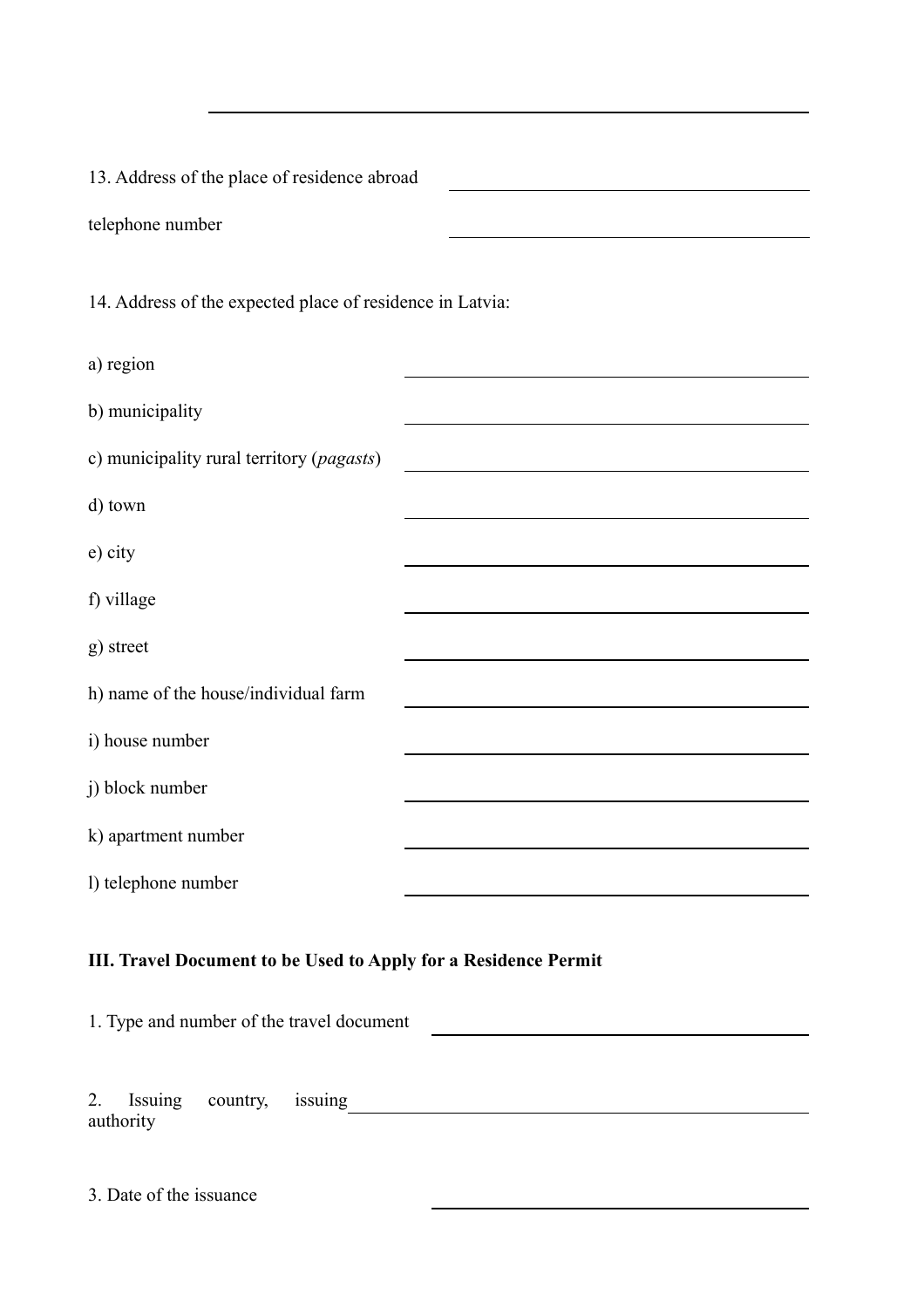13. Address of the place of residence abroad \_\_\_\_\_\_\_\_\_\_\_\_\_\_\_\_\_\_\_\_

telephone number \_\_\_\_\_\_\_\_\_\_\_\_\_\_\_\_\_\_\_\_

14. Address of the expected place of residence in Latvia:

a) region \_\_\_\_\_\_\_\_\_\_\_\_\_\_\_\_\_\_\_\_

b) municipality \_\_\_\_\_\_\_\_\_\_\_\_\_\_\_\_\_\_\_\_

c) municipality rural territory (*pagasts*) \_\_\_\_\_\_\_\_\_\_\_\_\_\_\_\_\_\_\_\_

d) town \_\_\_\_\_\_\_\_\_\_\_\_\_\_\_\_\_\_\_\_

e) city \_\_\_\_\_\_\_\_\_\_\_\_\_\_\_\_\_\_\_\_

f) village \_\_\_\_\_\_\_\_\_\_\_\_\_\_\_\_\_\_\_\_

g) street \_\_\_\_\_\_\_\_\_\_\_\_\_\_\_\_\_\_\_\_

h) name of the house/individual farm \_\_\_\_\_\_\_\_\_\_\_\_\_\_\_\_\_\_\_\_

i) house number \_\_\_\_\_\_\_\_\_\_\_\_\_\_\_\_\_\_\_\_

j) block number \_\_\_\_\_\_\_\_\_\_\_\_\_\_\_\_\_\_\_\_

k) apartment number \_\_\_\_\_\_\_\_\_\_\_\_\_\_\_\_\_\_\_\_

l) telephone number \_\_\_\_\_\_\_\_\_\_\_\_\_\_\_\_\_\_\_\_

## III. Travel Document to be Used to Apply for a Residence Permit

1. Type and number of the travel document \_\_\_\_\_\_\_\_\_\_\_\_\_\_\_\_\_\_\_\_

2. Issuing country, issuing authority \_\_\_\_\_\_\_\_\_\_\_\_\_\_\_\_\_\_\_\_

3. Date of the issuance \_\_\_\_\_\_\_\_\_\_\_\_\_\_\_\_\_\_\_\_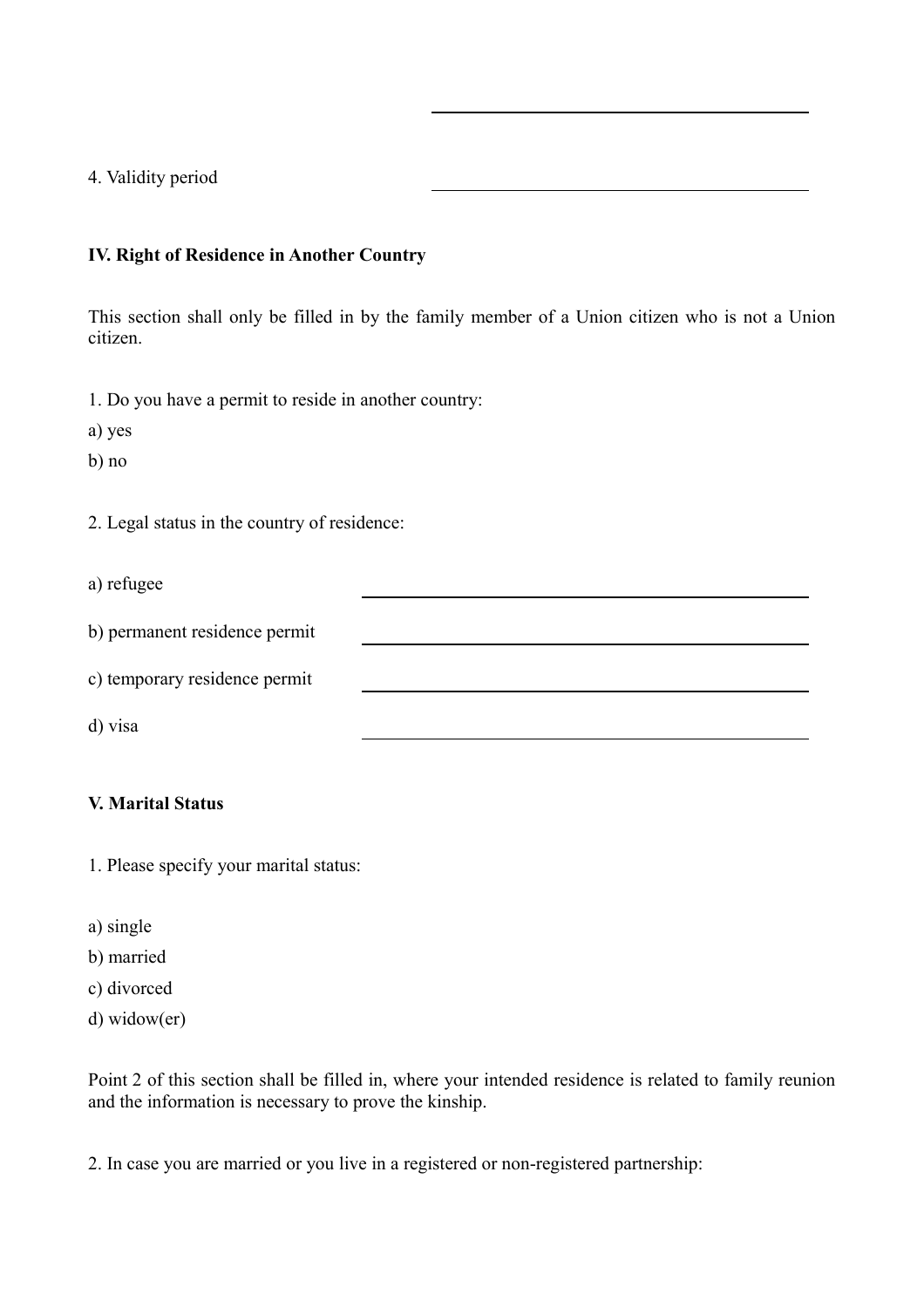4. Validity period ______________________________

**IV. Right of Residence in Another Country**

This section shall only be filled in by the family member of a Union citizen who is not a Union citizen.

1. Do you have a permit to reside in another country:

a) yes

b) no

2. Legal status in the country of residence:

a) refugee ______________________________

b) permanent residence permit ______________________________

c) temporary residence permit ______________________________

d) visa ______________________________

**V. Marital Status**

1. Please specify your marital status:

a) single

b) married

c) divorced

d) widow(er)

Point 2 of this section shall be filled in, where your intended residence is related to family reunion and the information is necessary to prove the kinship.

2. In case you are married or you live in a registered or non-registered partnership: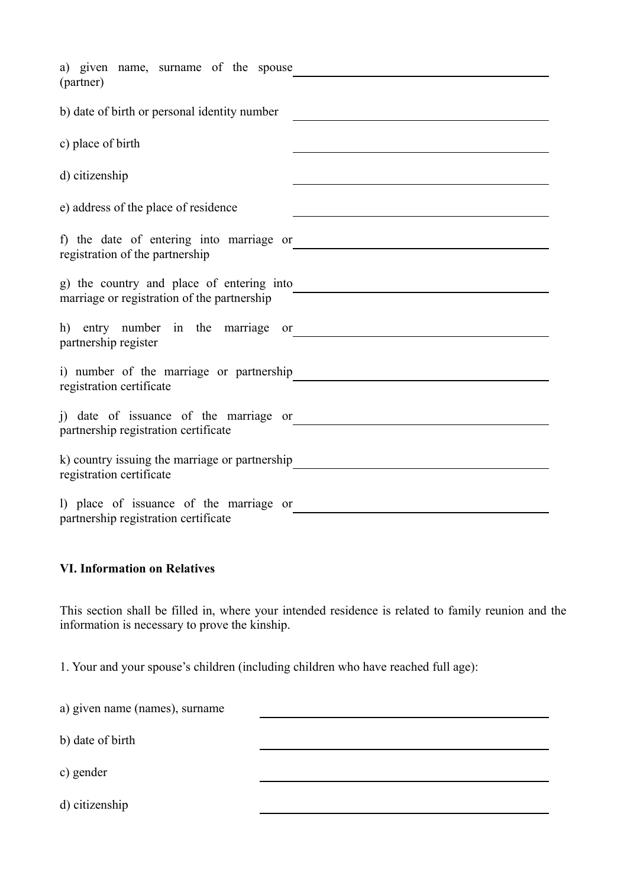a) given name, surname of the spouse (partner) \_\_\_\_\_\_\_\_\_\_\_\_\_\_\_\_\_\_\_\_\_\_\_\_\_\_\_\_

b) date of birth or personal identity number \_\_\_\_\_\_\_\_\_\_\_\_\_\_\_\_\_\_\_\_\_\_\_\_\_\_\_\_

c) place of birth \_\_\_\_\_\_\_\_\_\_\_\_\_\_\_\_\_\_\_\_\_\_\_\_\_\_\_\_

d) citizenship \_\_\_\_\_\_\_\_\_\_\_\_\_\_\_\_\_\_\_\_\_\_\_\_\_\_\_\_

e) address of the place of residence \_\_\_\_\_\_\_\_\_\_\_\_\_\_\_\_\_\_\_\_\_\_\_\_\_\_\_\_

f) the date of entering into marriage or registration of the partnership \_\_\_\_\_\_\_\_\_\_\_\_\_\_\_\_\_\_\_\_\_\_\_\_\_\_\_\_

g) the country and place of entering into marriage or registration of the partnership \_\_\_\_\_\_\_\_\_\_\_\_\_\_\_\_\_\_\_\_\_\_\_\_\_\_\_\_

h) entry number in the marriage or partnership register \_\_\_\_\_\_\_\_\_\_\_\_\_\_\_\_\_\_\_\_\_\_\_\_\_\_\_\_

i) number of the marriage or partnership registration certificate \_\_\_\_\_\_\_\_\_\_\_\_\_\_\_\_\_\_\_\_\_\_\_\_\_\_\_\_

j) date of issuance of the marriage or partnership registration certificate \_\_\_\_\_\_\_\_\_\_\_\_\_\_\_\_\_\_\_\_\_\_\_\_\_\_\_\_

k) country issuing the marriage or partnership registration certificate \_\_\_\_\_\_\_\_\_\_\_\_\_\_\_\_\_\_\_\_\_\_\_\_\_\_\_\_

l) place of issuance of the marriage or partnership registration certificate \_\_\_\_\_\_\_\_\_\_\_\_\_\_\_\_\_\_\_\_\_\_\_\_\_\_\_\_

## VI. Information on Relatives

This section shall be filled in, where your intended residence is related to family reunion and the information is necessary to prove the kinship.

1. Your and your spouse's children (including children who have reached full age):

a) given name (names), surname \_\_\_\_\_\_\_\_\_\_\_\_\_\_\_\_\_\_\_\_\_\_\_\_\_\_\_\_

b) date of birth \_\_\_\_\_\_\_\_\_\_\_\_\_\_\_\_\_\_\_\_\_\_\_\_\_\_\_\_

c) gender \_\_\_\_\_\_\_\_\_\_\_\_\_\_\_\_\_\_\_\_\_\_\_\_\_\_\_\_

d) citizenship \_\_\_\_\_\_\_\_\_\_\_\_\_\_\_\_\_\_\_\_\_\_\_\_\_\_\_\_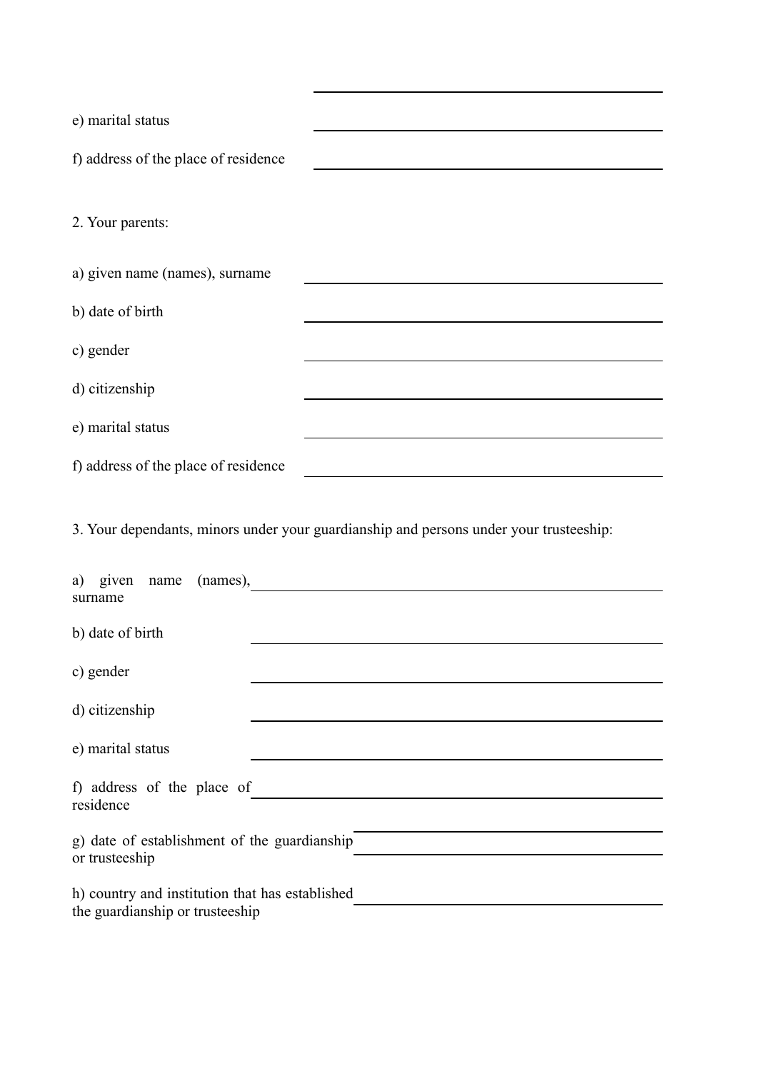e) marital status \_\_\_\_\_\_\_\_\_\_\_\_\_\_\_\_\_\_\_\_\_\_\_\_\_\_\_\_\_\_\_\_\_\_\_\_

f) address of the place of residence \_\_\_\_\_\_\_\_\_\_\_\_\_\_\_\_\_\_\_\_\_\_\_\_\_\_\_\_\_\_\_\_\_\_\_\_

2. Your parents:

a) given name (names), surname \_\_\_\_\_\_\_\_\_\_\_\_\_\_\_\_\_\_\_\_\_\_\_\_\_\_\_\_\_\_\_\_\_\_\_\_

b) date of birth \_\_\_\_\_\_\_\_\_\_\_\_\_\_\_\_\_\_\_\_\_\_\_\_\_\_\_\_\_\_\_\_\_\_\_\_

c) gender \_\_\_\_\_\_\_\_\_\_\_\_\_\_\_\_\_\_\_\_\_\_\_\_\_\_\_\_\_\_\_\_\_\_\_\_

d) citizenship \_\_\_\_\_\_\_\_\_\_\_\_\_\_\_\_\_\_\_\_\_\_\_\_\_\_\_\_\_\_\_\_\_\_\_\_

e) marital status \_\_\_\_\_\_\_\_\_\_\_\_\_\_\_\_\_\_\_\_\_\_\_\_\_\_\_\_\_\_\_\_\_\_\_\_

f) address of the place of residence \_\_\_\_\_\_\_\_\_\_\_\_\_\_\_\_\_\_\_\_\_\_\_\_\_\_\_\_\_\_\_\_\_\_\_\_

3. Your dependants, minors under your guardianship and persons under your trusteeship:

a) given name (names), surname \_\_\_\_\_\_\_\_\_\_\_\_\_\_\_\_\_\_\_\_\_\_\_\_\_\_\_\_\_\_\_\_\_\_\_\_

b) date of birth \_\_\_\_\_\_\_\_\_\_\_\_\_\_\_\_\_\_\_\_\_\_\_\_\_\_\_\_\_\_\_\_\_\_\_\_

c) gender \_\_\_\_\_\_\_\_\_\_\_\_\_\_\_\_\_\_\_\_\_\_\_\_\_\_\_\_\_\_\_\_\_\_\_\_

d) citizenship \_\_\_\_\_\_\_\_\_\_\_\_\_\_\_\_\_\_\_\_\_\_\_\_\_\_\_\_\_\_\_\_\_\_\_\_

e) marital status \_\_\_\_\_\_\_\_\_\_\_\_\_\_\_\_\_\_\_\_\_\_\_\_\_\_\_\_\_\_\_\_\_\_\_\_

f) address of the place of residence \_\_\_\_\_\_\_\_\_\_\_\_\_\_\_\_\_\_\_\_\_\_\_\_\_\_\_\_\_\_\_\_\_\_\_\_

g) date of establishment of the guardianship or trusteeship \_\_\_\_\_\_\_\_\_\_\_\_\_\_\_\_\_\_\_\_\_\_\_\_\_\_\_\_\_\_\_\_\_\_\_\_

h) country and institution that has established the guardianship or trusteeship \_\_\_\_\_\_\_\_\_\_\_\_\_\_\_\_\_\_\_\_\_\_\_\_\_\_\_\_\_\_\_\_\_\_\_\_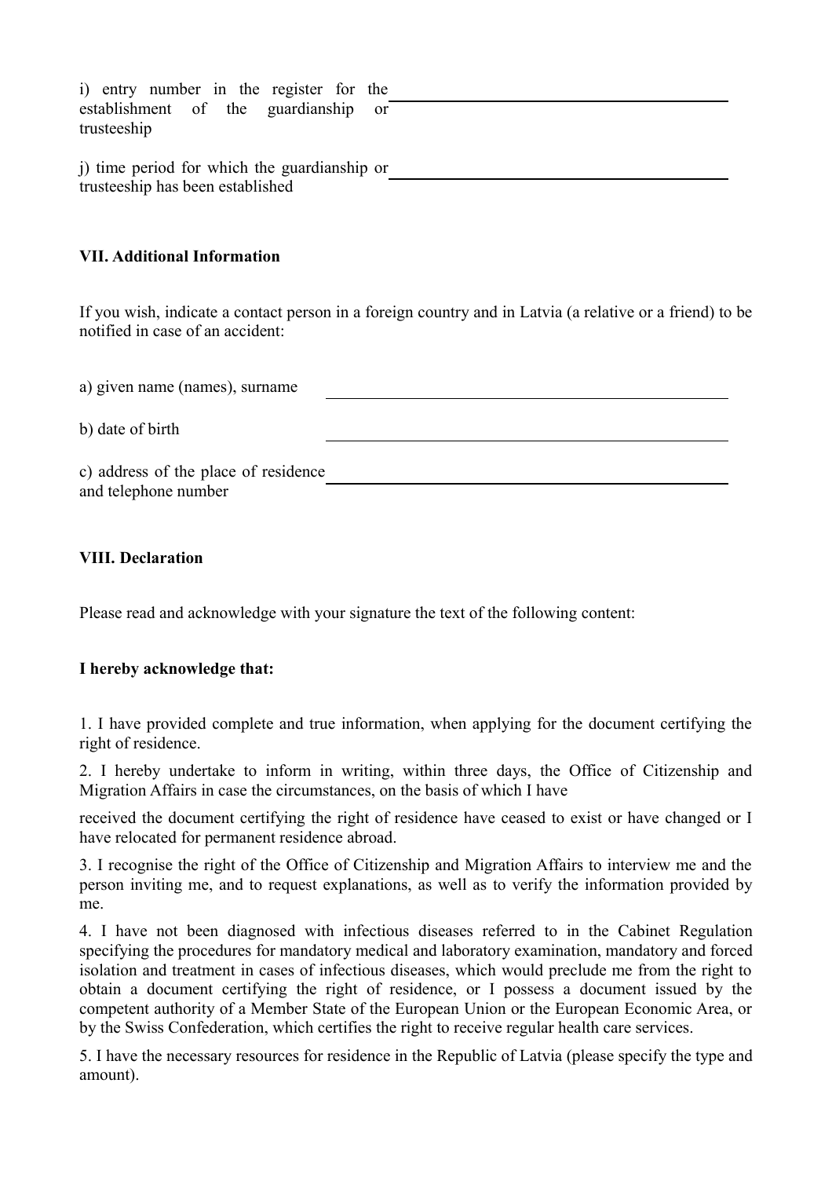i) entry number in the register for the establishment of the guardianship or trusteeship \_\_\_\_\_\_\_\_\_\_\_\_\_\_\_\_\_\_\_\_\_\_\_\_\_\_\_\_\_\_\_\_\_\_\_\_\_\_\_\_

j) time period for which the guardianship or trusteeship has been established \_\_\_\_\_\_\_\_\_\_\_\_\_\_\_\_\_\_\_\_\_\_\_\_\_\_\_\_\_\_\_\_\_\_\_\_\_\_\_\_

**VII. Additional Information**

If you wish, indicate a contact person in a foreign country and in Latvia (a relative or a friend) to be notified in case of an accident:

a) given name (names), surname \_\_\_\_\_\_\_\_\_\_\_\_\_\_\_\_\_\_\_\_\_\_\_\_\_\_\_\_\_\_\_\_\_\_\_\_\_\_\_\_

b) date of birth \_\_\_\_\_\_\_\_\_\_\_\_\_\_\_\_\_\_\_\_\_\_\_\_\_\_\_\_\_\_\_\_\_\_\_\_\_\_\_\_

c) address of the place of residence and telephone number \_\_\_\_\_\_\_\_\_\_\_\_\_\_\_\_\_\_\_\_\_\_\_\_\_\_\_\_\_\_\_\_\_\_\_\_\_\_\_\_

**VIII. Declaration**

Please read and acknowledge with your signature the text of the following content:

**I hereby acknowledge that:**

1. I have provided complete and true information, when applying for the document certifying the right of residence.

2. I hereby undertake to inform in writing, within three days, the Office of Citizenship and Migration Affairs in case the circumstances, on the basis of which I have received the document certifying the right of residence have ceased to exist or have changed or I have relocated for permanent residence abroad.

3. I recognise the right of the Office of Citizenship and Migration Affairs to interview me and the person inviting me, and to request explanations, as well as to verify the information provided by me.

4. I have not been diagnosed with infectious diseases referred to in the Cabinet Regulation specifying the procedures for mandatory medical and laboratory examination, mandatory and forced isolation and treatment in cases of infectious diseases, which would preclude me from the right to obtain a document certifying the right of residence, or I possess a document issued by the competent authority of a Member State of the European Union or the European Economic Area, or by the Swiss Confederation, which certifies the right to receive regular health care services.

5. I have the necessary resources for residence in the Republic of Latvia (please specify the type and amount).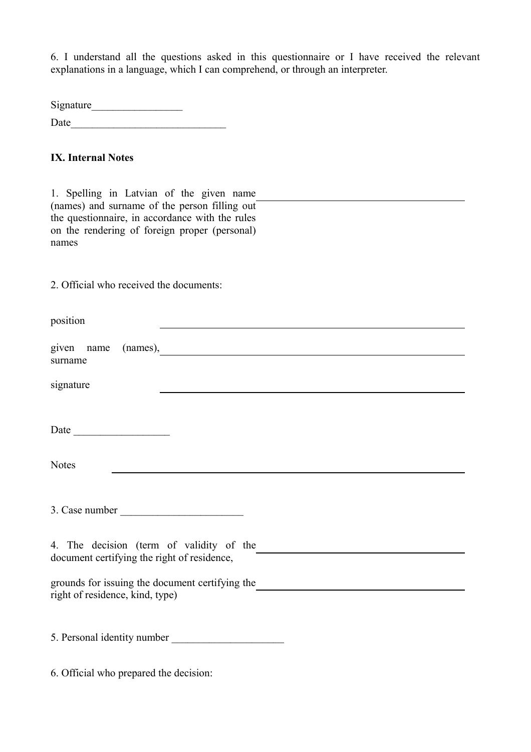6. I understand all the questions asked in this questionnaire or I have received the relevant explanations in a language, which I can comprehend, or through an interpreter.

Signature_________________

Date_____________________________

**IX. Internal Notes**

1. Spelling in Latvian of the given name (names) and surname of the person filling out the questionnaire, in accordance with the rules on the rendering of foreign proper (personal) names ______________________________

2. Official who received the documents:

position ______________________________

given name (names), surname ______________________________

signature ______________________________

Date __________________

Notes ______________________________

3. Case number _______________________

4. The decision (term of validity of the document certifying the right of residence, ______________________________

grounds for issuing the document certifying the right of residence, kind, type) ______________________________

5. Personal identity number _____________________

6. Official who prepared the decision: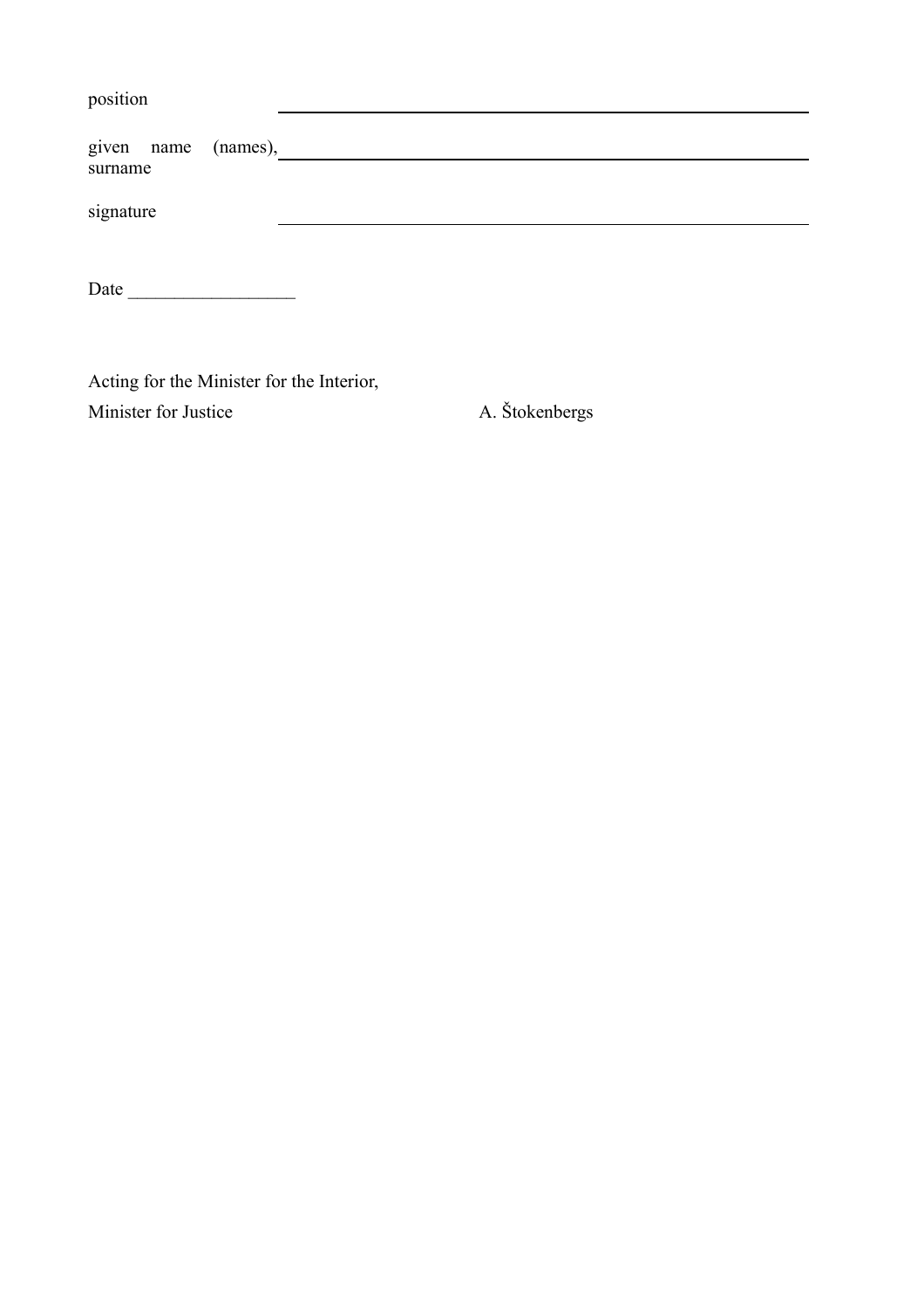| | |
|---|---|
| position | ______________________________ |
| given name (names), surname | ______________________________ |
| signature | ______________________________ |

Date __________________

Acting for the Minister for the Interior,
Minister for Justice A. Štokenbergs